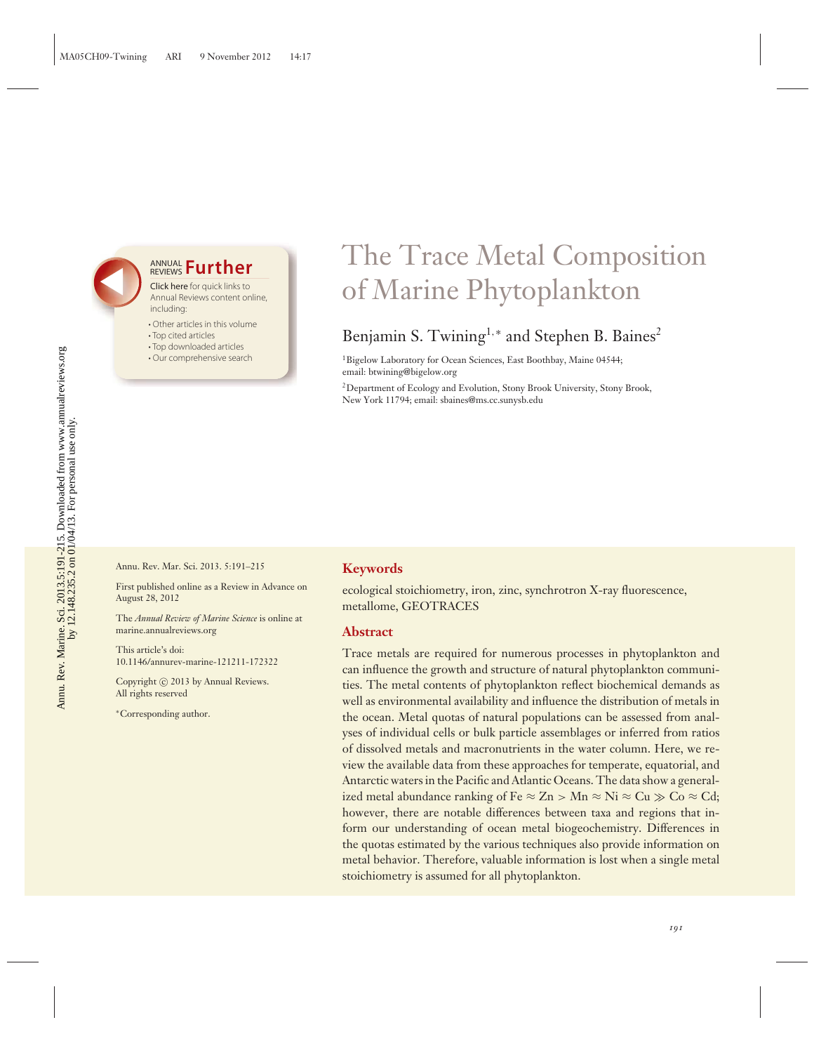# The Trace Metal Composition of Marine Phytoplankton

Benjamin S. Twining[1,*] and Stephen B. Baines[2]

[1]Bigelow Laboratory for Ocean Sciences, East Boothbay, Maine 04544; email: btwining@bigelow.org

[2]Department of Ecology and Evolution, Stony Brook University, Stony Brook, New York 11794; email: sbaines@ms.cc.sunysb.edu

Annu. Rev. Mar. Sci. 2013. 5:191–215

First published online as a Review in Advance on August 28, 2012

The *Annual Review of Marine Science* is online at marine.annualreviews.org

This article's doi: 10.1146/annurev-marine-121211-172322

Copyright © 2013 by Annual Reviews. All rights reserved

*Corresponding author.

## Keywords

ecological stoichiometry, iron, zinc, synchrotron X-ray fluorescence, metallome, GEOTRACES

## Abstract

Trace metals are required for numerous processes in phytoplankton and can influence the growth and structure of natural phytoplankton communities. The metal contents of phytoplankton reflect biochemical demands as well as environmental availability and influence the distribution of metals in the ocean. Metal quotas of natural populations can be assessed from analyses of individual cells or bulk particle assemblages or inferred from ratios of dissolved metals and macronutrients in the water column. Here, we review the available data from these approaches for temperate, equatorial, and Antarctic waters in the Pacific and Atlantic Oceans. The data show a generalized metal abundance ranking of $Fe \approx Zn > Mn \approx Ni \approx Cu \gg Co \approx Cd$; however, there are notable differences between taxa and regions that inform our understanding of ocean metal biogeochemistry. Differences in the quotas estimated by the various techniques also provide information on metal behavior. Therefore, valuable information is lost when a single metal stoichiometry is assumed for all phytoplankton.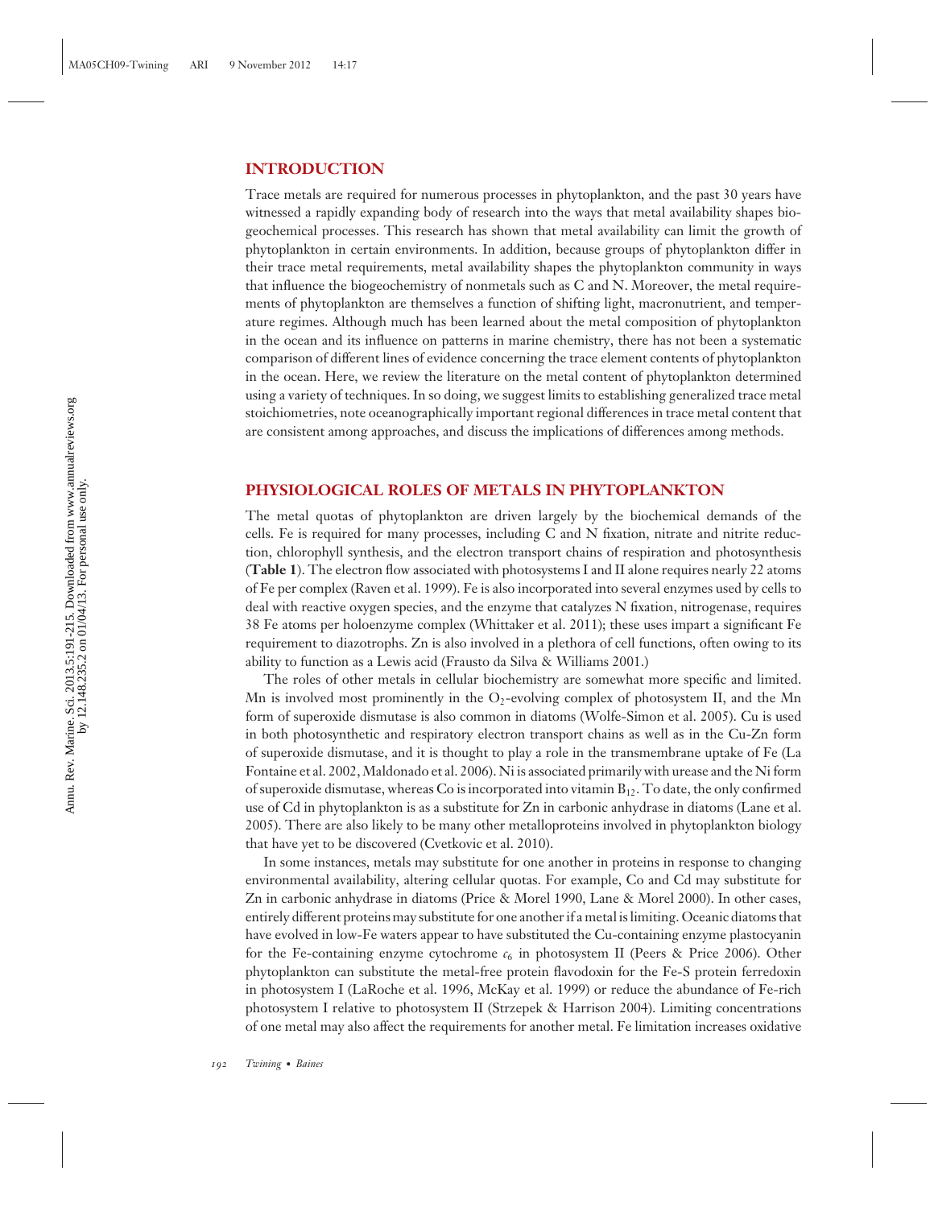## INTRODUCTION

Trace metals are required for numerous processes in phytoplankton, and the past 30 years have witnessed a rapidly expanding body of research into the ways that metal availability shapes biogeochemical processes. This research has shown that metal availability can limit the growth of phytoplankton in certain environments. In addition, because groups of phytoplankton differ in their trace metal requirements, metal availability shapes the phytoplankton community in ways that influence the biogeochemistry of nonmetals such as C and N. Moreover, the metal requirements of phytoplankton are themselves a function of shifting light, macronutrient, and temperature regimes. Although much has been learned about the metal composition of phytoplankton in the ocean and its influence on patterns in marine chemistry, there has not been a systematic comparison of different lines of evidence concerning the trace element contents of phytoplankton in the ocean. Here, we review the literature on the metal content of phytoplankton determined using a variety of techniques. In so doing, we suggest limits to establishing generalized trace metal stoichiometries, note oceanographically important regional differences in trace metal content that are consistent among approaches, and discuss the implications of differences among methods.

## PHYSIOLOGICAL ROLES OF METALS IN PHYTOPLANKTON

The metal quotas of phytoplankton are driven largely by the biochemical demands of the cells. Fe is required for many processes, including C and N fixation, nitrate and nitrite reduction, chlorophyll synthesis, and the electron transport chains of respiration and photosynthesis (**Table 1**). The electron flow associated with photosystems I and II alone requires nearly 22 atoms of Fe per complex (Raven et al. 1999). Fe is also incorporated into several enzymes used by cells to deal with reactive oxygen species, and the enzyme that catalyzes N fixation, nitrogenase, requires 38 Fe atoms per holoenzyme complex (Whittaker et al. 2011); these uses impart a significant Fe requirement to diazotrophs. Zn is also involved in a plethora of cell functions, often owing to its ability to function as a Lewis acid (Frausto da Silva & Williams 2001.)

The roles of other metals in cellular biochemistry are somewhat more specific and limited. Mn is involved most prominently in the $O_2$-evolving complex of photosystem II, and the Mn form of superoxide dismutase is also common in diatoms (Wolfe-Simon et al. 2005). Cu is used in both photosynthetic and respiratory electron transport chains as well as in the Cu-Zn form of superoxide dismutase, and it is thought to play a role in the transmembrane uptake of Fe (La Fontaine et al. 2002, Maldonado et al. 2006). Ni is associated primarily with urease and the Ni form of superoxide dismutase, whereas Co is incorporated into vitamin $B_{12}$. To date, the only confirmed use of Cd in phytoplankton is as a substitute for Zn in carbonic anhydrase in diatoms (Lane et al. 2005). There are also likely to be many other metalloproteins involved in phytoplankton biology that have yet to be discovered (Cvetkovic et al. 2010).

In some instances, metals may substitute for one another in proteins in response to changing environmental availability, altering cellular quotas. For example, Co and Cd may substitute for Zn in carbonic anhydrase in diatoms (Price & Morel 1990, Lane & Morel 2000). In other cases, entirely different proteins may substitute for one another if a metal is limiting. Oceanic diatoms that have evolved in low-Fe waters appear to have substituted the Cu-containing enzyme plastocyanin for the Fe-containing enzyme cytochrome $c_6$ in photosystem II (Peers & Price 2006). Other phytoplankton can substitute the metal-free protein flavodoxin for the Fe-S protein ferredoxin in photosystem I (LaRoche et al. 1996, McKay et al. 1999) or reduce the abundance of Fe-rich photosystem I relative to photosystem II (Strzepek & Harrison 2004). Limiting concentrations of one metal may also affect the requirements for another metal. Fe limitation increases oxidative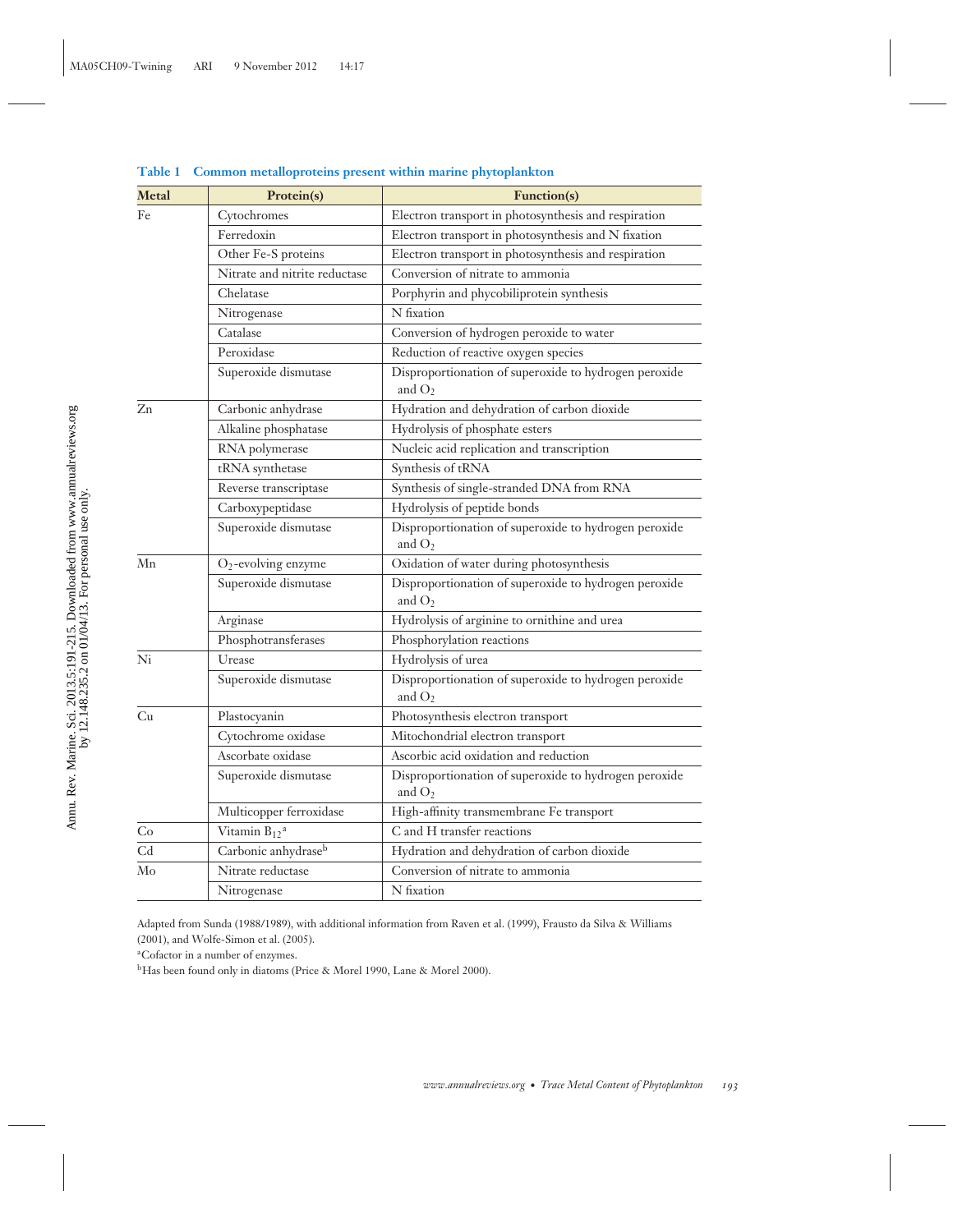**Table 1 Common metalloproteins present within marine phytoplankton**

| Metal | Protein(s) | Function(s) |
|---|---|---|
| Fe | Cytochromes | Electron transport in photosynthesis and respiration |
| | Ferredoxin | Electron transport in photosynthesis and N fixation |
| | Other Fe-S proteins | Electron transport in photosynthesis and respiration |
| | Nitrate and nitrite reductase | Conversion of nitrate to ammonia |
| | Chelatase | Porphyrin and phycobiliprotein synthesis |
| | Nitrogenase | N fixation |
| | Catalase | Conversion of hydrogen peroxide to water |
| | Peroxidase | Reduction of reactive oxygen species |
| | Superoxide dismutase | Disproportionation of superoxide to hydrogen peroxide and $O_2$ |
| Zn | Carbonic anhydrase | Hydration and dehydration of carbon dioxide |
| | Alkaline phosphatase | Hydrolysis of phosphate esters |
| | RNA polymerase | Nucleic acid replication and transcription |
| | tRNA synthetase | Synthesis of tRNA |
| | Reverse transcriptase | Synthesis of single-stranded DNA from RNA |
| | Carboxypeptidase | Hydrolysis of peptide bonds |
| | Superoxide dismutase | Disproportionation of superoxide to hydrogen peroxide and $O_2$ |
| Mn | $O_2$-evolving enzyme | Oxidation of water during photosynthesis |
| | Superoxide dismutase | Disproportionation of superoxide to hydrogen peroxide and $O_2$ |
| | Arginase | Hydrolysis of arginine to ornithine and urea |
| | Phosphotransferases | Phosphorylation reactions |
| Ni | Urease | Hydrolysis of urea |
| | Superoxide dismutase | Disproportionation of superoxide to hydrogen peroxide and $O_2$ |
| Cu | Plastocyanin | Photosynthesis electron transport |
| | Cytochrome oxidase | Mitochondrial electron transport |
| | Ascorbate oxidase | Ascorbic acid oxidation and reduction |
| | Superoxide dismutase | Disproportionation of superoxide to hydrogen peroxide and $O_2$ |
| | Multicopper ferroxidase | High-affinity transmembrane Fe transport |
| Co | Vitamin $B_{12}$[a] | C and H transfer reactions |
| Cd | Carbonic anhydrase[b] | Hydration and dehydration of carbon dioxide |
| Mo | Nitrate reductase | Conversion of nitrate to ammonia |
| | Nitrogenase | N fixation |

Adapted from Sunda (1988/1989), with additional information from Raven et al. (1999), Frausto da Silva & Williams (2001), and Wolfe-Simon et al. (2005).

[a]Cofactor in a number of enzymes.

[b]Has been found only in diatoms (Price & Morel 1990, Lane & Morel 2000).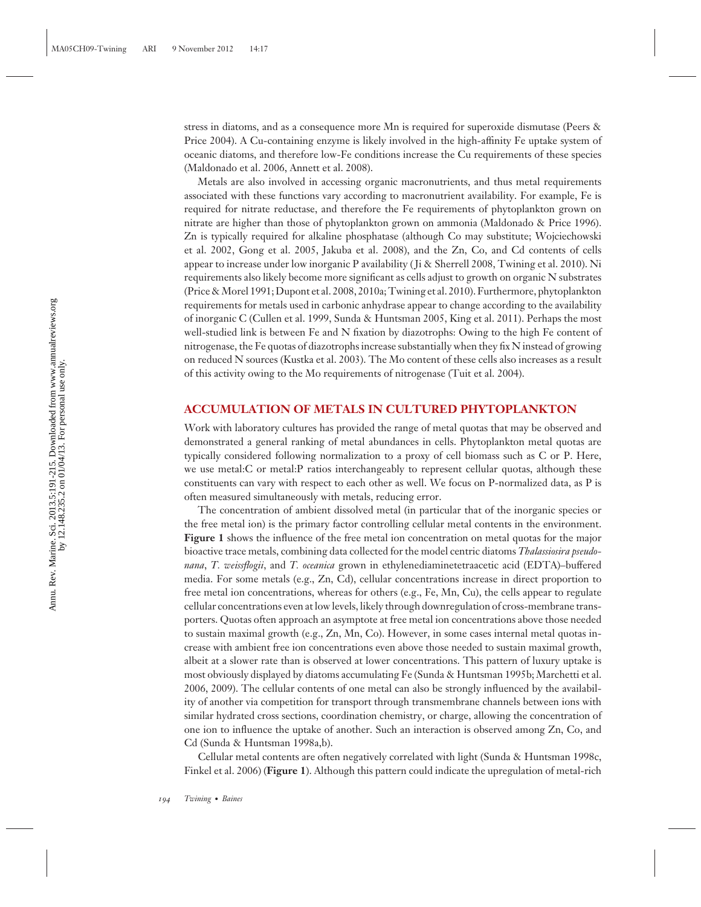stress in diatoms, and as a consequence more Mn is required for superoxide dismutase (Peers & Price 2004). A Cu-containing enzyme is likely involved in the high-affinity Fe uptake system of oceanic diatoms, and therefore low-Fe conditions increase the Cu requirements of these species (Maldonado et al. 2006, Annett et al. 2008).

Metals are also involved in accessing organic macronutrients, and thus metal requirements associated with these functions vary according to macronutrient availability. For example, Fe is required for nitrate reductase, and therefore the Fe requirements of phytoplankton grown on nitrate are higher than those of phytoplankton grown on ammonia (Maldonado & Price 1996). Zn is typically required for alkaline phosphatase (although Co may substitute; Wojciechowski et al. 2002, Gong et al. 2005, Jakuba et al. 2008), and the Zn, Co, and Cd contents of cells appear to increase under low inorganic P availability (Ji & Sherrell 2008, Twining et al. 2010). Ni requirements also likely become more significant as cells adjust to growth on organic N substrates (Price & Morel 1991; Dupont et al. 2008, 2010a; Twining et al. 2010). Furthermore, phytoplankton requirements for metals used in carbonic anhydrase appear to change according to the availability of inorganic C (Cullen et al. 1999, Sunda & Huntsman 2005, King et al. 2011). Perhaps the most well-studied link is between Fe and N fixation by diazotrophs: Owing to the high Fe content of nitrogenase, the Fe quotas of diazotrophs increase substantially when they fix N instead of growing on reduced N sources (Kustka et al. 2003). The Mo content of these cells also increases as a result of this activity owing to the Mo requirements of nitrogenase (Tuit et al. 2004).

## ACCUMULATION OF METALS IN CULTURED PHYTOPLANKTON

Work with laboratory cultures has provided the range of metal quotas that may be observed and demonstrated a general ranking of metal abundances in cells. Phytoplankton metal quotas are typically considered following normalization to a proxy of cell biomass such as C or P. Here, we use metal:C or metal:P ratios interchangeably to represent cellular quotas, although these constituents can vary with respect to each other as well. We focus on P-normalized data, as P is often measured simultaneously with metals, reducing error.

The concentration of ambient dissolved metal (in particular that of the inorganic species or the free metal ion) is the primary factor controlling cellular metal contents in the environment. **Figure 1** shows the influence of the free metal ion concentration on metal quotas for the major bioactive trace metals, combining data collected for the model centric diatoms *Thalassiosira pseudonana*, *T. weissflogii*, and *T. oceanica* grown in ethylenediaminetetraacetic acid (EDTA)–buffered media. For some metals (e.g., Zn, Cd), cellular concentrations increase in direct proportion to free metal ion concentrations, whereas for others (e.g., Fe, Mn, Cu), the cells appear to regulate cellular concentrations even at low levels, likely through downregulation of cross-membrane transporters. Quotas often approach an asymptote at free metal ion concentrations above those needed to sustain maximal growth (e.g., Zn, Mn, Co). However, in some cases internal metal quotas increase with ambient free ion concentrations even above those needed to sustain maximal growth, albeit at a slower rate than is observed at lower concentrations. This pattern of luxury uptake is most obviously displayed by diatoms accumulating Fe (Sunda & Huntsman 1995b; Marchetti et al. 2006, 2009). The cellular contents of one metal can also be strongly influenced by the availability of another via competition for transport through transmembrane channels between ions with similar hydrated cross sections, coordination chemistry, or charge, allowing the concentration of one ion to influence the uptake of another. Such an interaction is observed among Zn, Co, and Cd (Sunda & Huntsman 1998a,b).

Cellular metal contents are often negatively correlated with light (Sunda & Huntsman 1998c, Finkel et al. 2006) (**Figure 1**). Although this pattern could indicate the upregulation of metal-rich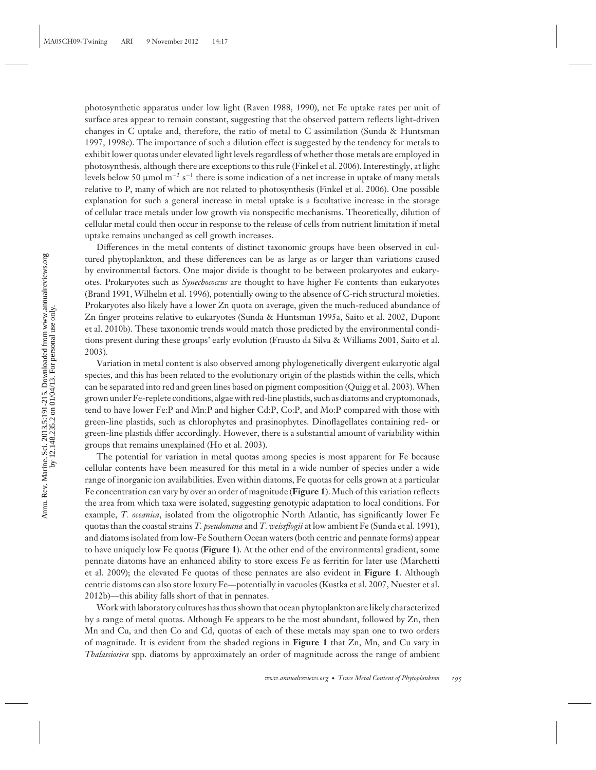photosynthetic apparatus under low light (Raven 1988, 1990), net Fe uptake rates per unit of surface area appear to remain constant, suggesting that the observed pattern reflects light-driven changes in C uptake and, therefore, the ratio of metal to C assimilation (Sunda & Huntsman 1997, 1998c). The importance of such a dilution effect is suggested by the tendency for metals to exhibit lower quotas under elevated light levels regardless of whether those metals are employed in photosynthesis, although there are exceptions to this rule (Finkel et al. 2006). Interestingly, at light levels below 50 μmol $m^{-2}$ $s^{-1}$ there is some indication of a net increase in uptake of many metals relative to P, many of which are not related to photosynthesis (Finkel et al. 2006). One possible explanation for such a general increase in metal uptake is a facultative increase in the storage of cellular trace metals under low growth via nonspecific mechanisms. Theoretically, dilution of cellular metal could then occur in response to the release of cells from nutrient limitation if metal uptake remains unchanged as cell growth increases.

Differences in the metal contents of distinct taxonomic groups have been observed in cultured phytoplankton, and these differences can be as large as or larger than variations caused by environmental factors. One major divide is thought to be between prokaryotes and eukaryotes. Prokaryotes such as *Synechococcus* are thought to have higher Fe contents than eukaryotes (Brand 1991, Wilhelm et al. 1996), potentially owing to the absence of C-rich structural moieties. Prokaryotes also likely have a lower Zn quota on average, given the much-reduced abundance of Zn finger proteins relative to eukaryotes (Sunda & Huntsman 1995a, Saito et al. 2002, Dupont et al. 2010b). These taxonomic trends would match those predicted by the environmental conditions present during these groups' early evolution (Frausto da Silva & Williams 2001, Saito et al. 2003).

Variation in metal content is also observed among phylogenetically divergent eukaryotic algal species, and this has been related to the evolutionary origin of the plastids within the cells, which can be separated into red and green lines based on pigment composition (Quigg et al. 2003). When grown under Fe-replete conditions, algae with red-line plastids, such as diatoms and cryptomonads, tend to have lower Fe:P and Mn:P and higher Cd:P, Co:P, and Mo:P compared with those with green-line plastids, such as chlorophytes and prasinophytes. Dinoflagellates containing red- or green-line plastids differ accordingly. However, there is a substantial amount of variability within groups that remains unexplained (Ho et al. 2003).

The potential for variation in metal quotas among species is most apparent for Fe because cellular contents have been measured for this metal in a wide number of species under a wide range of inorganic ion availabilities. Even within diatoms, Fe quotas for cells grown at a particular Fe concentration can vary by over an order of magnitude (**Figure 1**). Much of this variation reflects the area from which taxa were isolated, suggesting genotypic adaptation to local conditions. For example, *T. oceanica*, isolated from the oligotrophic North Atlantic, has significantly lower Fe quotas than the coastal strains *T. pseudonana* and *T. weissflogii* at low ambient Fe (Sunda et al. 1991), and diatoms isolated from low-Fe Southern Ocean waters (both centric and pennate forms) appear to have uniquely low Fe quotas (**Figure 1**). At the other end of the environmental gradient, some pennate diatoms have an enhanced ability to store excess Fe as ferritin for later use (Marchetti et al. 2009); the elevated Fe quotas of these pennates are also evident in **Figure 1**. Although centric diatoms can also store luxury Fe—potentially in vacuoles (Kustka et al. 2007, Nuester et al. 2012b)—this ability falls short of that in pennates.

Work with laboratory cultures has thus shown that ocean phytoplankton are likely characterized by a range of metal quotas. Although Fe appears to be the most abundant, followed by Zn, then Mn and Cu, and then Co and Cd, quotas of each of these metals may span one to two orders of magnitude. It is evident from the shaded regions in **Figure 1** that Zn, Mn, and Cu vary in *Thalassiosira* spp. diatoms by approximately an order of magnitude across the range of ambient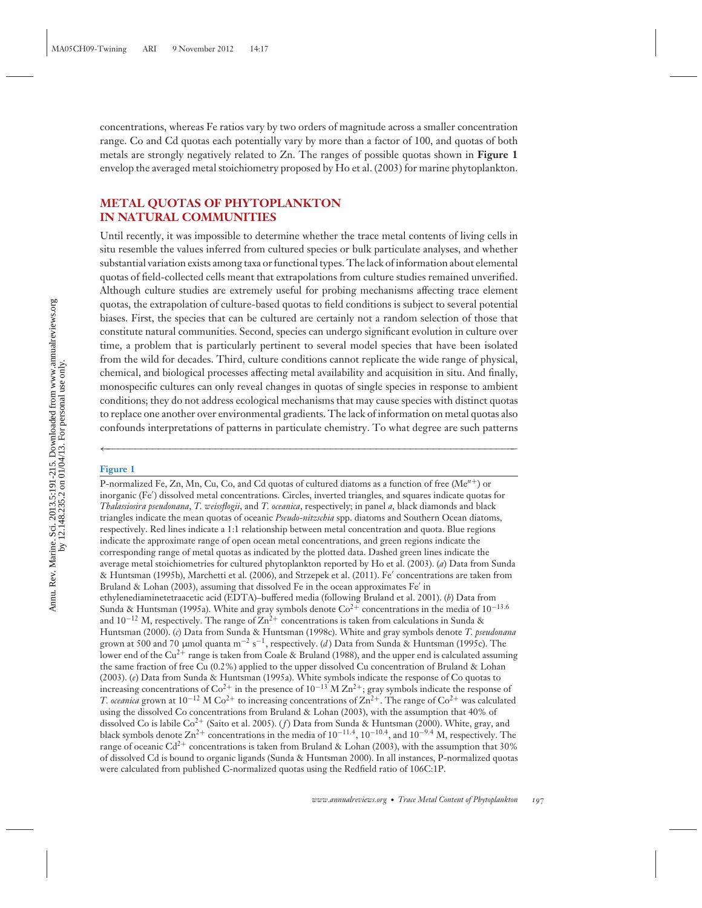concentrations, whereas Fe ratios vary by two orders of magnitude across a smaller concentration range. Co and Cd quotas each potentially vary by more than a factor of 100, and quotas of both metals are strongly negatively related to Zn. The ranges of possible quotas shown in **Figure 1** envelop the averaged metal stoichiometry proposed by Ho et al. (2003) for marine phytoplankton.

## METAL QUOTAS OF PHYTOPLANKTON IN NATURAL COMMUNITIES

Until recently, it was impossible to determine whether the trace metal contents of living cells in situ resemble the values inferred from cultured species or bulk particulate analyses, and whether substantial variation exists among taxa or functional types. The lack of information about elemental quotas of field-collected cells meant that extrapolations from culture studies remained unverified. Although culture studies are extremely useful for probing mechanisms affecting trace element quotas, the extrapolation of culture-based quotas to field conditions is subject to several potential biases. First, the species that can be cultured are certainly not a random selection of those that constitute natural communities. Second, species can undergo significant evolution in culture over time, a problem that is particularly pertinent to several model species that have been isolated from the wild for decades. Third, culture conditions cannot replicate the wide range of physical, chemical, and biological processes affecting metal availability and acquisition in situ. And finally, monospecific cultures can only reveal changes in quotas of single species in response to ambient conditions; they do not address ecological mechanisms that may cause species with distinct quotas to replace one another over environmental gradients. The lack of information on metal quotas also confounds interpretations of patterns in particulate chemistry. To what degree are such patterns

**Figure 1**

P-normalized Fe, Zn, Mn, Cu, Co, and Cd quotas of cultured diatoms as a function of free ($Me^{n+}$) or inorganic ($Fe'$) dissolved metal concentrations. Circles, inverted triangles, and squares indicate quotas for *Thalassiosira pseudonana*, *T. weissflogii*, and *T. oceanica*, respectively; in panel *a*, black diamonds and black triangles indicate the mean quotas of oceanic *Pseudo-nitzschia* spp. diatoms and Southern Ocean diatoms, respectively. Red lines indicate a 1:1 relationship between metal concentration and quota. Blue regions indicate the approximate range of open ocean metal concentrations, and green regions indicate the corresponding range of metal quotas as indicated by the plotted data. Dashed green lines indicate the average metal stoichiometries for cultured phytoplankton reported by Ho et al. (2003). (*a*) Data from Sunda & Huntsman (1995b), Marchetti et al. (2006), and Strzepek et al. (2011). $Fe'$ concentrations are taken from Bruland & Lohan (2003), assuming that dissolved Fe in the ocean approximates $Fe'$ in ethylenediaminetetraacetic acid (EDTA)–buffered media (following Bruland et al. 2001). (*b*) Data from Sunda & Huntsman (1995a). White and gray symbols denote $Co^{2+}$ concentrations in the media of $10^{-13.6}$ and $10^{-12}$ M, respectively. The range of $Zn^{2+}$ concentrations is taken from calculations in Sunda & Huntsman (2000). (*c*) Data from Sunda & Huntsman (1998c). White and gray symbols denote *T. pseudonana* grown at 500 and 70 μmol quanta $m^{-2}$ $s^{-1}$, respectively. (*d*) Data from Sunda & Huntsman (1995c). The lower end of the $Cu^{2+}$ range is taken from Coale & Bruland (1988), and the upper end is calculated assuming the same fraction of free Cu (0.2%) applied to the upper dissolved Cu concentration of Bruland & Lohan (2003). (*e*) Data from Sunda & Huntsman (1995a). White symbols indicate the response of Co quotas to increasing concentrations of $Co^{2+}$ in the presence of $10^{-13}$ M $Zn^{2+}$; gray symbols indicate the response of *T. oceanica* grown at $10^{-12}$ M $Co^{2+}$ to increasing concentrations of $Zn^{2+}$. The range of $Co^{2+}$ was calculated using the dissolved Co concentrations from Bruland & Lohan (2003), with the assumption that 40% of dissolved Co is labile $Co^{2+}$ (Saito et al. 2005). (*f*) Data from Sunda & Huntsman (2000). White, gray, and black symbols denote $Zn^{2+}$ concentrations in the media of $10^{-11.4}$, $10^{-10.4}$, and $10^{-9.4}$ M, respectively. The range of oceanic $Cd^{2+}$ concentrations is taken from Bruland & Lohan (2003), with the assumption that 30% of dissolved Cd is bound to organic ligands (Sunda & Huntsman 2000). In all instances, P-normalized quotas were calculated from published C-normalized quotas using the Redfield ratio of 106C:1P.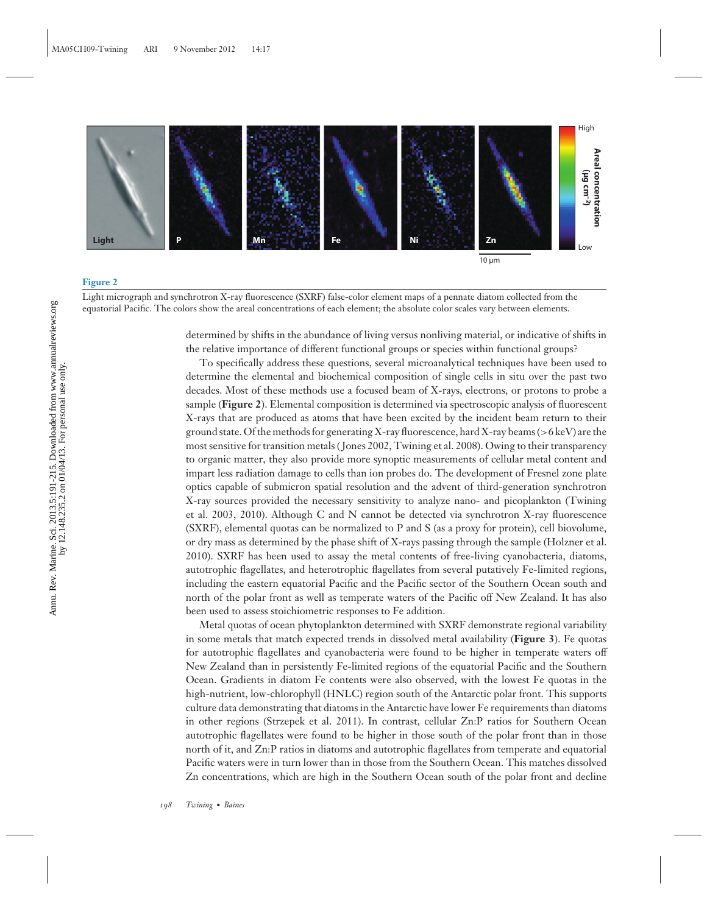**Figure 2**

Light micrograph and synchrotron X-ray fluorescence (SXRF) false-color element maps of a pennate diatom collected from the equatorial Pacific. The colors show the areal concentrations of each element; the absolute color scales vary between elements.

determined by shifts in the abundance of living versus nonliving material, or indicative of shifts in the relative importance of different functional groups or species within functional groups?

To specifically address these questions, several microanalytical techniques have been used to determine the elemental and biochemical composition of single cells in situ over the past two decades. Most of these methods use a focused beam of X-rays, electrons, or protons to probe a sample (**Figure 2**). Elemental composition is determined via spectroscopic analysis of fluorescent X-rays that are produced as atoms that have been excited by the incident beam return to their ground state. Of the methods for generating X-ray fluorescence, hard X-ray beams (>6 keV) are the most sensitive for transition metals (Jones 2002, Twining et al. 2008). Owing to their transparency to organic matter, they also provide more synoptic measurements of cellular metal content and impart less radiation damage to cells than ion probes do. The development of Fresnel zone plate optics capable of submicron spatial resolution and the advent of third-generation synchrotron X-ray sources provided the necessary sensitivity to analyze nano- and picoplankton (Twining et al. 2003, 2010). Although C and N cannot be detected via synchrotron X-ray fluorescence (SXRF), elemental quotas can be normalized to P and S (as a proxy for protein), cell biovolume, or dry mass as determined by the phase shift of X-rays passing through the sample (Holzner et al. 2010). SXRF has been used to assay the metal contents of free-living cyanobacteria, diatoms, autotrophic flagellates, and heterotrophic flagellates from several putatively Fe-limited regions, including the eastern equatorial Pacific and the Pacific sector of the Southern Ocean south and north of the polar front as well as temperate waters of the Pacific off New Zealand. It has also been used to assess stoichiometric responses to Fe addition.

Metal quotas of ocean phytoplankton determined with SXRF demonstrate regional variability in some metals that match expected trends in dissolved metal availability (**Figure 3**). Fe quotas for autotrophic flagellates and cyanobacteria were found to be higher in temperate waters off New Zealand than in persistently Fe-limited regions of the equatorial Pacific and the Southern Ocean. Gradients in diatom Fe contents were also observed, with the lowest Fe quotas in the high-nutrient, low-chlorophyll (HNLC) region south of the Antarctic polar front. This supports culture data demonstrating that diatoms in the Antarctic have lower Fe requirements than diatoms in other regions (Strzepek et al. 2011). In contrast, cellular Zn:P ratios for Southern Ocean autotrophic flagellates were found to be higher in those south of the polar front than in those north of it, and Zn:P ratios in diatoms and autotrophic flagellates from temperate and equatorial Pacific waters were in turn lower than in those from the Southern Ocean. This matches dissolved Zn concentrations, which are high in the Southern Ocean south of the polar front and decline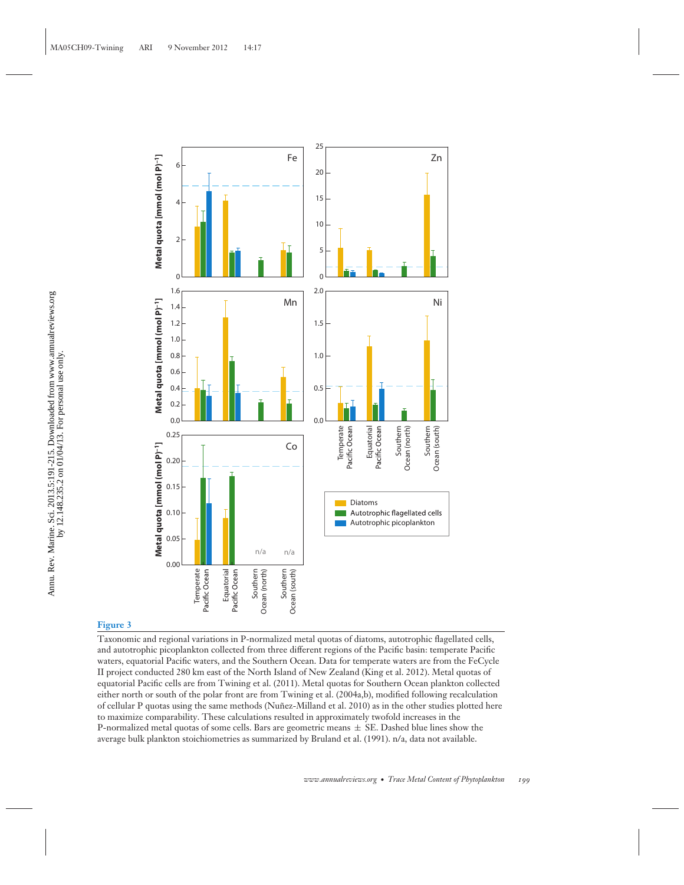**Figure 3**

Taxonomic and regional variations in P-normalized metal quotas of diatoms, autotrophic flagellated cells, and autotrophic picoplankton collected from three different regions of the Pacific basin: temperate Pacific waters, equatorial Pacific waters, and the Southern Ocean. Data for temperate waters are from the FeCycle II project conducted 280 km east of the North Island of New Zealand (King et al. 2012). Metal quotas of equatorial Pacific cells are from Twining et al. (2011). Metal quotas for Southern Ocean plankton collected either north or south of the polar front are from Twining et al. (2004a,b), modified following recalculation of cellular P quotas using the same methods (Nuñez-Milland et al. 2010) as in the other studies plotted here to maximize comparability. These calculations resulted in approximately twofold increases in the P-normalized metal quotas of some cells. Bars are geometric means ± SE. Dashed blue lines show the average bulk plankton stoichiometries as summarized by Bruland et al. (1991). n/a, data not available.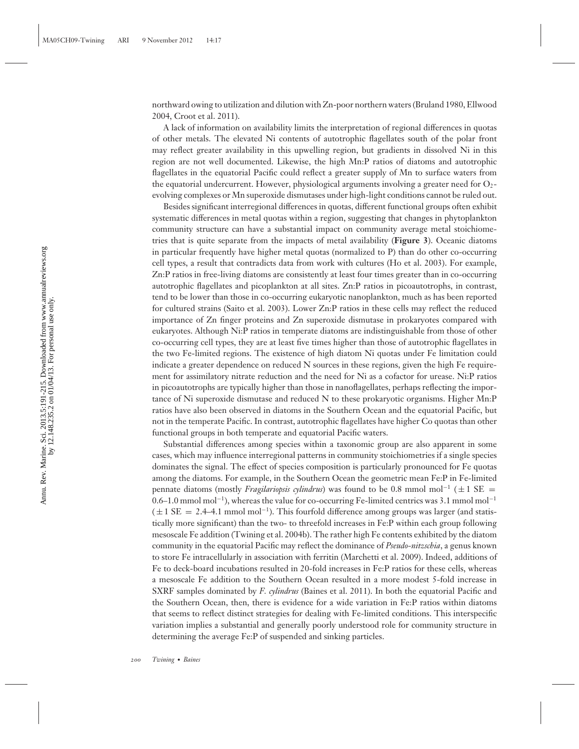northward owing to utilization and dilution with Zn-poor northern waters (Bruland 1980, Ellwood 2004, Croot et al. 2011).

A lack of information on availability limits the interpretation of regional differences in quotas of other metals. The elevated Ni contents of autotrophic flagellates south of the polar front may reflect greater availability in this upwelling region, but gradients in dissolved Ni in this region are not well documented. Likewise, the high Mn:P ratios of diatoms and autotrophic flagellates in the equatorial Pacific could reflect a greater supply of Mn to surface waters from the equatorial undercurrent. However, physiological arguments involving a greater need for $O_2$-evolving complexes or Mn superoxide dismutases under high-light conditions cannot be ruled out.

Besides significant interregional differences in quotas, different functional groups often exhibit systematic differences in metal quotas within a region, suggesting that changes in phytoplankton community structure can have a substantial impact on community average metal stoichiometries that is quite separate from the impacts of metal availability (**Figure 3**). Oceanic diatoms in particular frequently have higher metal quotas (normalized to P) than do other co-occurring cell types, a result that contradicts data from work with cultures (Ho et al. 2003). For example, Zn:P ratios in free-living diatoms are consistently at least four times greater than in co-occurring autotrophic flagellates and picoplankton at all sites. Zn:P ratios in picoautotrophs, in contrast, tend to be lower than those in co-occurring eukaryotic nanoplankton, much as has been reported for cultured strains (Saito et al. 2003). Lower Zn:P ratios in these cells may reflect the reduced importance of Zn finger proteins and Zn superoxide dismutase in prokaryotes compared with eukaryotes. Although Ni:P ratios in temperate diatoms are indistinguishable from those of other co-occurring cell types, they are at least five times higher than those of autotrophic flagellates in the two Fe-limited regions. The existence of high diatom Ni quotas under Fe limitation could indicate a greater dependence on reduced N sources in these regions, given the high Fe requirement for assimilatory nitrate reduction and the need for Ni as a cofactor for urease. Ni:P ratios in picoautotrophs are typically higher than those in nanoflagellates, perhaps reflecting the importance of Ni superoxide dismutase and reduced N to these prokaryotic organisms. Higher Mn:P ratios have also been observed in diatoms in the Southern Ocean and the equatorial Pacific, but not in the temperate Pacific. In contrast, autotrophic flagellates have higher Co quotas than other functional groups in both temperate and equatorial Pacific waters.

Substantial differences among species within a taxonomic group are also apparent in some cases, which may influence interregional patterns in community stoichiometries if a single species dominates the signal. The effect of species composition is particularly pronounced for Fe quotas among the diatoms. For example, in the Southern Ocean the geometric mean Fe:P in Fe-limited pennate diatoms (mostly *Fragilariopsis cylindrus*) was found to be 0.8 mmol $mol^{-1}$ ($\pm 1$ SE = 0.6–1.0 mmol $mol^{-1}$), whereas the value for co-occurring Fe-limited centrics was 3.1 mmol $mol^{-1}$ ($\pm 1$ SE = 2.4–4.1 mmol $mol^{-1}$). This fourfold difference among groups was larger (and statistically more significant) than the two- to threefold increases in Fe:P within each group following mesoscale Fe addition (Twining et al. 2004b). The rather high Fe contents exhibited by the diatom community in the equatorial Pacific may reflect the dominance of *Pseudo-nitzschia*, a genus known to store Fe intracellularly in association with ferritin (Marchetti et al. 2009). Indeed, additions of Fe to deck-board incubations resulted in 20-fold increases in Fe:P ratios for these cells, whereas a mesoscale Fe addition to the Southern Ocean resulted in a more modest 5-fold increase in SXRF samples dominated by *F. cylindrus* (Baines et al. 2011). In both the equatorial Pacific and the Southern Ocean, then, there is evidence for a wide variation in Fe:P ratios within diatoms that seems to reflect distinct strategies for dealing with Fe-limited conditions. This interspecific variation implies a substantial and generally poorly understood role for community structure in determining the average Fe:P of suspended and sinking particles.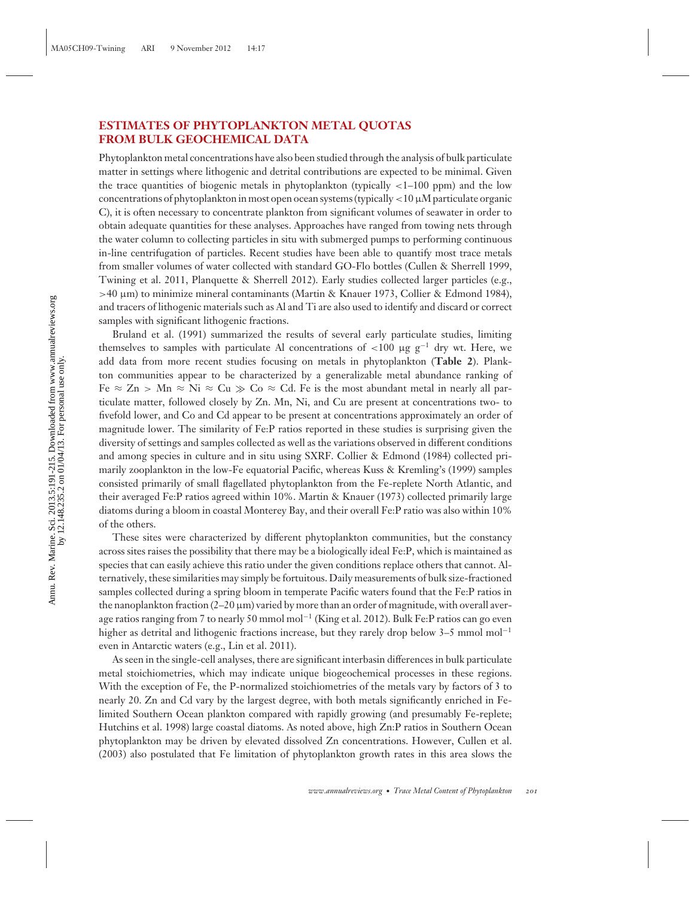## ESTIMATES OF PHYTOPLANKTON METAL QUOTAS FROM BULK GEOCHEMICAL DATA

Phytoplankton metal concentrations have also been studied through the analysis of bulk particulate matter in settings where lithogenic and detrital contributions are expected to be minimal. Given the trace quantities of biogenic metals in phytoplankton (typically <1–100 ppm) and the low concentrations of phytoplankton in most open ocean systems (typically <10 μM particulate organic C), it is often necessary to concentrate plankton from significant volumes of seawater in order to obtain adequate quantities for these analyses. Approaches have ranged from towing nets through the water column to collecting particles in situ with submerged pumps to performing continuous in-line centrifugation of particles. Recent studies have been able to quantify most trace metals from smaller volumes of water collected with standard GO-Flo bottles (Cullen & Sherrell 1999, Twining et al. 2011, Planquette & Sherrell 2012). Early studies collected larger particles (e.g., >40 μm) to minimize mineral contaminants (Martin & Knauer 1973, Collier & Edmond 1984), and tracers of lithogenic materials such as Al and Ti are also used to identify and discard or correct samples with significant lithogenic fractions.

Bruland et al. (1991) summarized the results of several early particulate studies, limiting themselves to samples with particulate Al concentrations of <100 μg $g^{-1}$ dry wt. Here, we add data from more recent studies focusing on metals in phytoplankton (**Table 2**). Plankton communities appear to be characterized by a generalizable metal abundance ranking of Fe ≈ Zn > Mn ≈ Ni ≈ Cu ≫ Co ≈ Cd. Fe is the most abundant metal in nearly all particulate matter, followed closely by Zn. Mn, Ni, and Cu are present at concentrations two- to fivefold lower, and Co and Cd appear to be present at concentrations approximately an order of magnitude lower. The similarity of Fe:P ratios reported in these studies is surprising given the diversity of settings and samples collected as well as the variations observed in different conditions and among species in culture and in situ using SXRF. Collier & Edmond (1984) collected primarily zooplankton in the low-Fe equatorial Pacific, whereas Kuss & Kremling's (1999) samples consisted primarily of small flagellated phytoplankton from the Fe-replete North Atlantic, and their averaged Fe:P ratios agreed within 10%. Martin & Knauer (1973) collected primarily large diatoms during a bloom in coastal Monterey Bay, and their overall Fe:P ratio was also within 10% of the others.

These sites were characterized by different phytoplankton communities, but the constancy across sites raises the possibility that there may be a biologically ideal Fe:P, which is maintained as species that can easily achieve this ratio under the given conditions replace others that cannot. Alternatively, these similarities may simply be fortuitous. Daily measurements of bulk size-fractioned samples collected during a spring bloom in temperate Pacific waters found that the Fe:P ratios in the nanoplankton fraction (2–20 μm) varied by more than an order of magnitude, with overall average ratios ranging from 7 to nearly 50 mmol $mol^{-1}$ (King et al. 2012). Bulk Fe:P ratios can go even higher as detrital and lithogenic fractions increase, but they rarely drop below 3–5 mmol $mol^{-1}$ even in Antarctic waters (e.g., Lin et al. 2011).

As seen in the single-cell analyses, there are significant interbasin differences in bulk particulate metal stoichiometries, which may indicate unique biogeochemical processes in these regions. With the exception of Fe, the P-normalized stoichiometries of the metals vary by factors of 3 to nearly 20. Zn and Cd vary by the largest degree, with both metals significantly enriched in Fe-limited Southern Ocean plankton compared with rapidly growing (and presumably Fe-replete; Hutchins et al. 1998) large coastal diatoms. As noted above, high Zn:P ratios in Southern Ocean phytoplankton may be driven by elevated dissolved Zn concentrations. However, Cullen et al. (2003) also postulated that Fe limitation of phytoplankton growth rates in this area slows the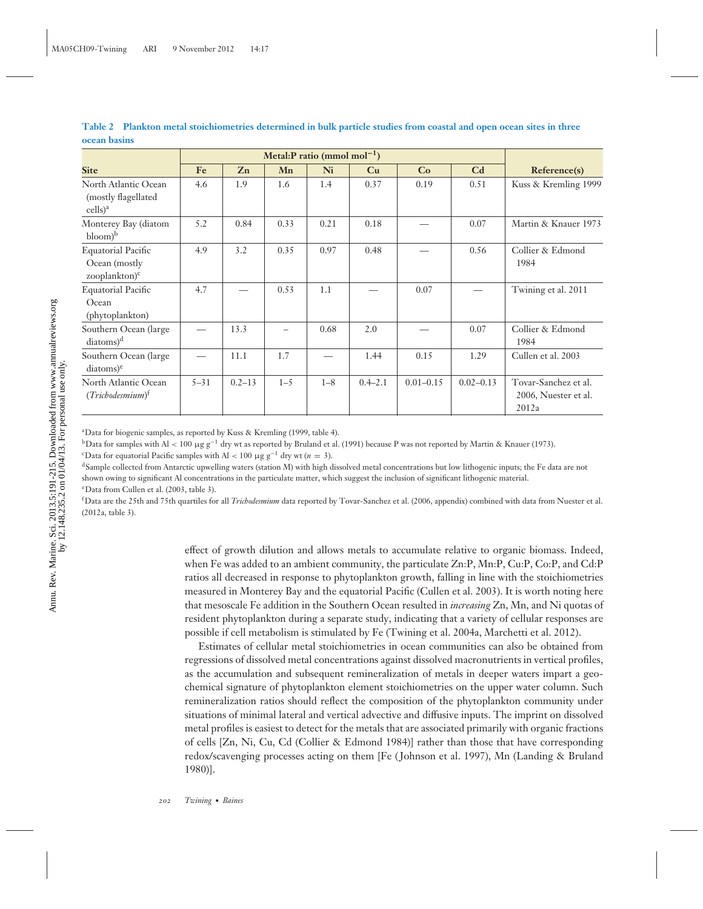**Table 2 Plankton metal stoichiometries determined in bulk particle studies from coastal and open ocean sites in three ocean basins**

| | Metal:P ratio (mmol mol$^{-1}$) | | | | | | | |
|---|---|---|---|---|---|---|---|---|
| Site | Fe | Zn | Mn | Ni | Cu | Co | Cd | Reference(s) |
| North Atlantic Ocean (mostly flagellated cells)[a] | 4.6 | 1.9 | 1.6 | 1.4 | 0.37 | 0.19 | 0.51 | Kuss & Kremling 1999 |
| Monterey Bay (diatom bloom)[b] | 5.2 | 0.84 | 0.33 | 0.21 | 0.18 | — | 0.07 | Martin & Knauer 1973 |
| Equatorial Pacific Ocean (mostly zooplankton)[c] | 4.9 | 3.2 | 0.35 | 0.97 | 0.48 | — | 0.56 | Collier & Edmond 1984 |
| Equatorial Pacific Ocean (phytoplankton) | 4.7 | — | 0.53 | 1.1 | — | 0.07 | — | Twining et al. 2011 |
| Southern Ocean (large diatoms)[d] | — | 13.3 | – | 0.68 | 2.0 | — | 0.07 | Collier & Edmond 1984 |
| Southern Ocean (large diatoms)[e] | — | 11.1 | 1.7 | — | 1.44 | 0.15 | 1.29 | Cullen et al. 2003 |
| North Atlantic Ocean (*Trichodesmium*)[f] | 5–31 | 0.2–13 | 1–5 | 1–8 | 0.4–2.1 | 0.01–0.15 | 0.02–0.13 | Tovar-Sanchez et al. 2006, Nuester et al. 2012a |

[a]Data for biogenic samples, as reported by Kuss & Kremling (1999, table 4).

[b]Data for samples with Al < 100 μg g$^{-1}$ dry wt as reported by Bruland et al. (1991) because P was not reported by Martin & Knauer (1973).

[c]Data for equatorial Pacific samples with Al < 100 μg g$^{-1}$ dry wt ($n$ = 3).

[d]Sample collected from Antarctic upwelling waters (station M) with high dissolved metal concentrations but low lithogenic inputs; the Fe data are not shown owing to significant Al concentrations in the particulate matter, which suggest the inclusion of significant lithogenic material.

[e]Data from Cullen et al. (2003, table 3).

[f]Data are the 25th and 75th quartiles for all *Trichodesmium* data reported by Tovar-Sanchez et al. (2006, appendix) combined with data from Nuester et al. (2012a, table 3).

effect of growth dilution and allows metals to accumulate relative to organic biomass. Indeed, when Fe was added to an ambient community, the particulate Zn:P, Mn:P, Cu:P, Co:P, and Cd:P ratios all decreased in response to phytoplankton growth, falling in line with the stoichiometries measured in Monterey Bay and the equatorial Pacific (Cullen et al. 2003). It is worth noting here that mesoscale Fe addition in the Southern Ocean resulted in *increasing* Zn, Mn, and Ni quotas of resident phytoplankton during a separate study, indicating that a variety of cellular responses are possible if cell metabolism is stimulated by Fe (Twining et al. 2004a, Marchetti et al. 2012).

Estimates of cellular metal stoichiometries in ocean communities can also be obtained from regressions of dissolved metal concentrations against dissolved macronutrients in vertical profiles, as the accumulation and subsequent remineralization of metals in deeper waters impart a geochemical signature of phytoplankton element stoichiometries on the upper water column. Such remineralization ratios should reflect the composition of the phytoplankton community under situations of minimal lateral and vertical advective and diffusive inputs. The imprint on dissolved metal profiles is easiest to detect for the metals that are associated primarily with organic fractions of cells [Zn, Ni, Cu, Cd (Collier & Edmond 1984)] rather than those that have corresponding redox/scavenging processes acting on them [Fe (Johnson et al. 1997), Mn (Landing & Bruland 1980)].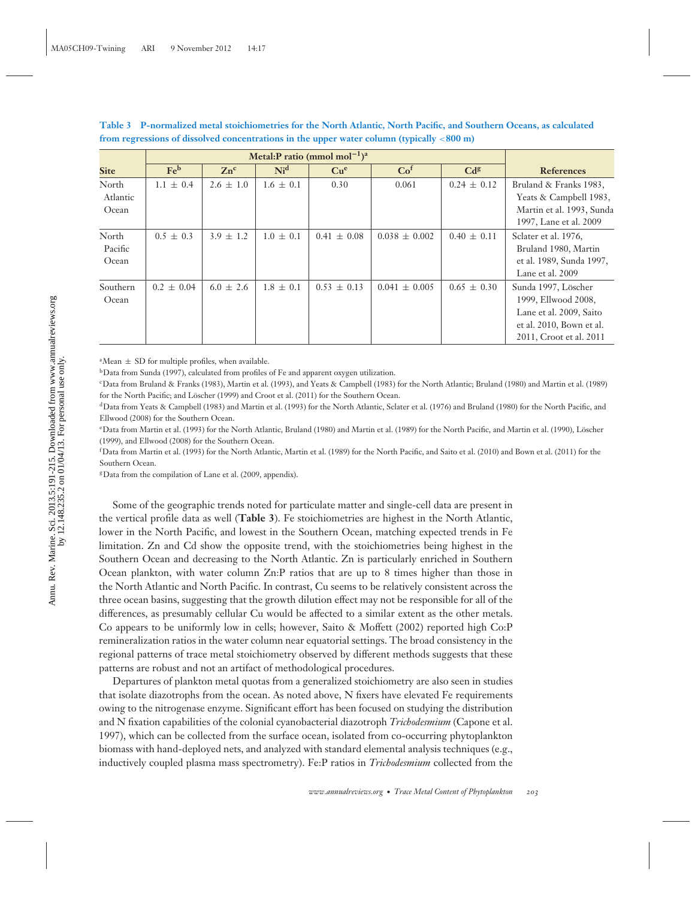**Table 3 P-normalized metal stoichiometries for the North Atlantic, North Pacific, and Southern Oceans, as calculated from regressions of dissolved concentrations in the upper water column (typically <800 m)**

| | Metal:P ratio (mmol mol$^{-1}$)[a] | | | | | | |
|---|---|---|---|---|---|---|---|
| **Site** | **Fe[b]** | **Zn[c]** | **Ni[d]** | **Cu[e]** | **Co[f]** | **Cd[g]** | **References** |
| North Atlantic Ocean | 1.1 ± 0.4 | 2.6 ± 1.0 | 1.6 ± 0.1 | 0.30 | 0.061 | 0.24 ± 0.12 | Bruland & Franks 1983, Yeats & Campbell 1983, Martin et al. 1993, Sunda 1997, Lane et al. 2009 |
| North Pacific Ocean | 0.5 ± 0.3 | 3.9 ± 1.2 | 1.0 ± 0.1 | 0.41 ± 0.08 | 0.038 ± 0.002 | 0.40 ± 0.11 | Sclater et al. 1976, Bruland 1980, Martin et al. 1989, Sunda 1997, Lane et al. 2009 |
| Southern Ocean | 0.2 ± 0.04 | 6.0 ± 2.6 | 1.8 ± 0.1 | 0.53 ± 0.13 | 0.041 ± 0.005 | 0.65 ± 0.30 | Sunda 1997, Löscher 1999, Ellwood 2008, Lane et al. 2009, Saito et al. 2010, Bown et al. 2011, Croot et al. 2011 |

[a]Mean ± SD for multiple profiles, when available.

[b]Data from Sunda (1997), calculated from profiles of Fe and apparent oxygen utilization.

[c]Data from Bruland & Franks (1983), Martin et al. (1993), and Yeats & Campbell (1983) for the North Atlantic; Bruland (1980) and Martin et al. (1989) for the North Pacific; and Löscher (1999) and Croot et al. (2011) for the Southern Ocean.

[d]Data from Yeats & Campbell (1983) and Martin et al. (1993) for the North Atlantic, Sclater et al. (1976) and Bruland (1980) for the North Pacific, and Ellwood (2008) for the Southern Ocean.

[e]Data from Martin et al. (1993) for the North Atlantic, Bruland (1980) and Martin et al. (1989) for the North Pacific, and Martin et al. (1990), Löscher (1999), and Ellwood (2008) for the Southern Ocean.

[f]Data from Martin et al. (1993) for the North Atlantic, Martin et al. (1989) for the North Pacific, and Saito et al. (2010) and Bown et al. (2011) for the Southern Ocean.

[g]Data from the compilation of Lane et al. (2009, appendix).

Some of the geographic trends noted for particulate matter and single-cell data are present in the vertical profile data as well (**Table 3**). Fe stoichiometries are highest in the North Atlantic, lower in the North Pacific, and lowest in the Southern Ocean, matching expected trends in Fe limitation. Zn and Cd show the opposite trend, with the stoichiometries being highest in the Southern Ocean and decreasing to the North Atlantic. Zn is particularly enriched in Southern Ocean plankton, with water column Zn:P ratios that are up to 8 times higher than those in the North Atlantic and North Pacific. In contrast, Cu seems to be relatively consistent across the three ocean basins, suggesting that the growth dilution effect may not be responsible for all of the differences, as presumably cellular Cu would be affected to a similar extent as the other metals. Co appears to be uniformly low in cells; however, Saito & Moffett (2002) reported high Co:P remineralization ratios in the water column near equatorial settings. The broad consistency in the regional patterns of trace metal stoichiometry observed by different methods suggests that these patterns are robust and not an artifact of methodological procedures.

Departures of plankton metal quotas from a generalized stoichiometry are also seen in studies that isolate diazotrophs from the ocean. As noted above, N fixers have elevated Fe requirements owing to the nitrogenase enzyme. Significant effort has been focused on studying the distribution and N fixation capabilities of the colonial cyanobacterial diazotroph *Trichodesmium* (Capone et al. 1997), which can be collected from the surface ocean, isolated from co-occurring phytoplankton biomass with hand-deployed nets, and analyzed with standard elemental analysis techniques (e.g., inductively coupled plasma mass spectrometry). Fe:P ratios in *Trichodesmium* collected from the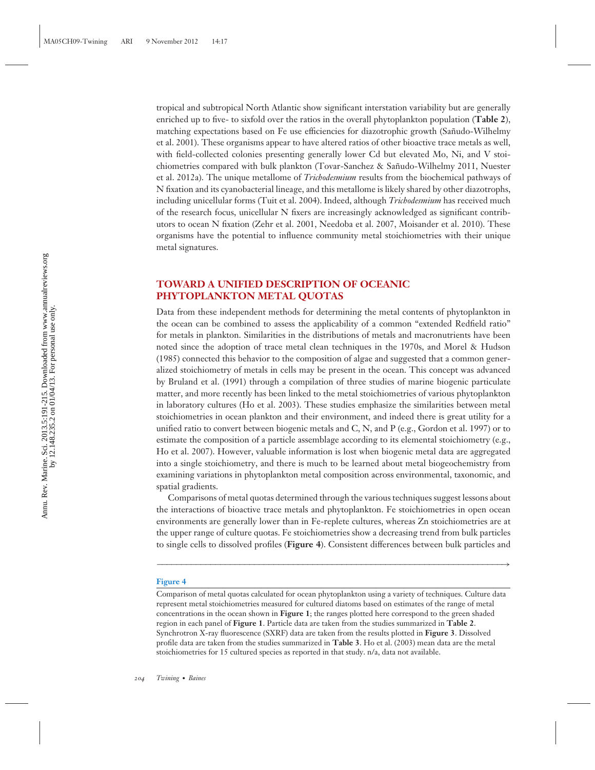tropical and subtropical North Atlantic show significant interstation variability but are generally enriched up to five- to sixfold over the ratios in the overall phytoplankton population (**Table 2**), matching expectations based on Fe use efficiencies for diazotrophic growth (Sañudo-Wilhelmy et al. 2001). These organisms appear to have altered ratios of other bioactive trace metals as well, with field-collected colonies presenting generally lower Cd but elevated Mo, Ni, and V stoichiometries compared with bulk plankton (Tovar-Sanchez & Sañudo-Wilhelmy 2011, Nuester et al. 2012a). The unique metallome of *Trichodesmium* results from the biochemical pathways of N fixation and its cyanobacterial lineage, and this metallome is likely shared by other diazotrophs, including unicellular forms (Tuit et al. 2004). Indeed, although *Trichodesmium* has received much of the research focus, unicellular N fixers are increasingly acknowledged as significant contributors to ocean N fixation (Zehr et al. 2001, Needoba et al. 2007, Moisander et al. 2010). These organisms have the potential to influence community metal stoichiometries with their unique metal signatures.

## TOWARD A UNIFIED DESCRIPTION OF OCEANIC PHYTOPLANKTON METAL QUOTAS

Data from these independent methods for determining the metal contents of phytoplankton in the ocean can be combined to assess the applicability of a common "extended Redfield ratio" for metals in plankton. Similarities in the distributions of metals and macronutrients have been noted since the adoption of trace metal clean techniques in the 1970s, and Morel & Hudson (1985) connected this behavior to the composition of algae and suggested that a common generalized stoichiometry of metals in cells may be present in the ocean. This concept was advanced by Bruland et al. (1991) through a compilation of three studies of marine biogenic particulate matter, and more recently has been linked to the metal stoichiometries of various phytoplankton in laboratory cultures (Ho et al. 2003). These studies emphasize the similarities between metal stoichiometries in ocean plankton and their environment, and indeed there is great utility for a unified ratio to convert between biogenic metals and C, N, and P (e.g., Gordon et al. 1997) or to estimate the composition of a particle assemblage according to its elemental stoichiometry (e.g., Ho et al. 2007). However, valuable information is lost when biogenic metal data are aggregated into a single stoichiometry, and there is much to be learned about metal biogeochemistry from examining variations in phytoplankton metal composition across environmental, taxonomic, and spatial gradients.

Comparisons of metal quotas determined through the various techniques suggest lessons about the interactions of bioactive trace metals and phytoplankton. Fe stoichiometries in open ocean environments are generally lower than in Fe-replete cultures, whereas Zn stoichiometries are at the upper range of culture quotas. Fe stoichiometries show a decreasing trend from bulk particles to single cells to dissolved profiles (**Figure 4**). Consistent differences between bulk particles and

**Figure 4**

Comparison of metal quotas calculated for ocean phytoplankton using a variety of techniques. Culture data represent metal stoichiometries measured for cultured diatoms based on estimates of the range of metal concentrations in the ocean shown in **Figure 1**; the ranges plotted here correspond to the green shaded region in each panel of **Figure 1**. Particle data are taken from the studies summarized in **Table 2**. Synchrotron X-ray fluorescence (SXRF) data are taken from the results plotted in **Figure 3**. Dissolved profile data are taken from the studies summarized in **Table 3**. Ho et al. (2003) mean data are the metal stoichiometries for 15 cultured species as reported in that study. n/a, data not available.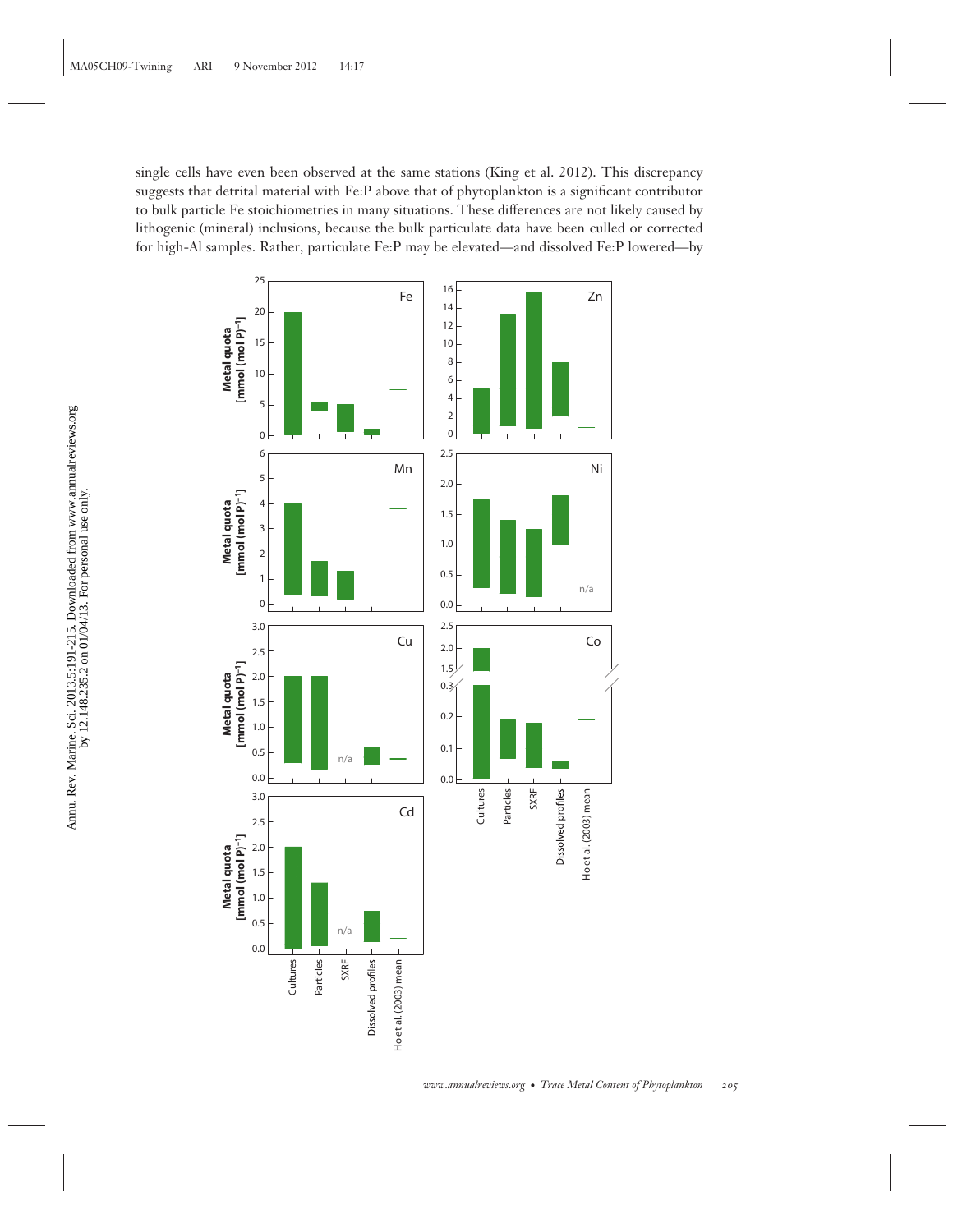single cells have even been observed at the same stations (King et al. 2012). This discrepancy suggests that detrital material with Fe:P above that of phytoplankton is a significant contributor to bulk particle Fe stoichiometries in many situations. These differences are not likely caused by lithogenic (mineral) inclusions, because the bulk particulate data have been culled or corrected for high-Al samples. Rather, particulate Fe:P may be elevated—and dissolved Fe:P lowered—by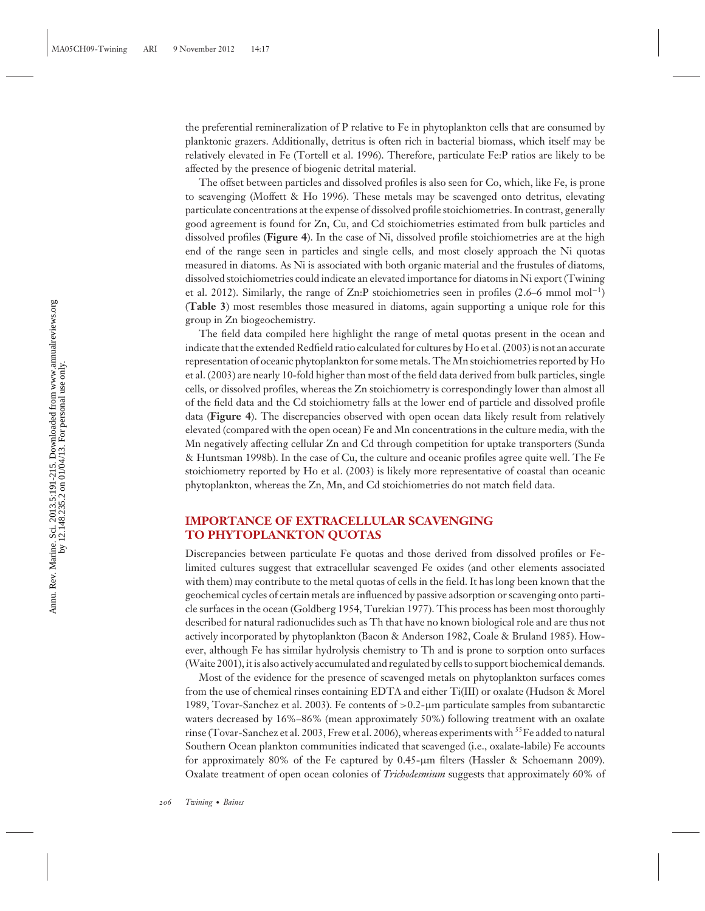the preferential remineralization of P relative to Fe in phytoplankton cells that are consumed by planktonic grazers. Additionally, detritus is often rich in bacterial biomass, which itself may be relatively elevated in Fe (Tortell et al. 1996). Therefore, particulate Fe:P ratios are likely to be affected by the presence of biogenic detrital material.

The offset between particles and dissolved profiles is also seen for Co, which, like Fe, is prone to scavenging (Moffett & Ho 1996). These metals may be scavenged onto detritus, elevating particulate concentrations at the expense of dissolved profile stoichiometries. In contrast, generally good agreement is found for Zn, Cu, and Cd stoichiometries estimated from bulk particles and dissolved profiles (**Figure 4**). In the case of Ni, dissolved profile stoichiometries are at the high end of the range seen in particles and single cells, and most closely approach the Ni quotas measured in diatoms. As Ni is associated with both organic material and the frustules of diatoms, dissolved stoichiometries could indicate an elevated importance for diatoms in Ni export (Twining et al. 2012). Similarly, the range of Zn:P stoichiometries seen in profiles (2.6–6 mmol $mol^{-1}$) (**Table 3**) most resembles those measured in diatoms, again supporting a unique role for this group in Zn biogeochemistry.

The field data compiled here highlight the range of metal quotas present in the ocean and indicate that the extended Redfield ratio calculated for cultures by Ho et al. (2003) is not an accurate representation of oceanic phytoplankton for some metals. The Mn stoichiometries reported by Ho et al. (2003) are nearly 10-fold higher than most of the field data derived from bulk particles, single cells, or dissolved profiles, whereas the Zn stoichiometry is correspondingly lower than almost all of the field data and the Cd stoichiometry falls at the lower end of particle and dissolved profile data (**Figure 4**). The discrepancies observed with open ocean data likely result from relatively elevated (compared with the open ocean) Fe and Mn concentrations in the culture media, with the Mn negatively affecting cellular Zn and Cd through competition for uptake transporters (Sunda & Huntsman 1998b). In the case of Cu, the culture and oceanic profiles agree quite well. The Fe stoichiometry reported by Ho et al. (2003) is likely more representative of coastal than oceanic phytoplankton, whereas the Zn, Mn, and Cd stoichiometries do not match field data.

## IMPORTANCE OF EXTRACELLULAR SCAVENGING TO PHYTOPLANKTON QUOTAS

Discrepancies between particulate Fe quotas and those derived from dissolved profiles or Fe-limited cultures suggest that extracellular scavenged Fe oxides (and other elements associated with them) may contribute to the metal quotas of cells in the field. It has long been known that the geochemical cycles of certain metals are influenced by passive adsorption or scavenging onto particle surfaces in the ocean (Goldberg 1954, Turekian 1977). This process has been most thoroughly described for natural radionuclides such as Th that have no known biological role and are thus not actively incorporated by phytoplankton (Bacon & Anderson 1982, Coale & Bruland 1985). However, although Fe has similar hydrolysis chemistry to Th and is prone to sorption onto surfaces (Waite 2001), it is also actively accumulated and regulated by cells to support biochemical demands.

Most of the evidence for the presence of scavenged metals on phytoplankton surfaces comes from the use of chemical rinses containing EDTA and either Ti(III) or oxalate (Hudson & Morel 1989, Tovar-Sanchez et al. 2003). Fe contents of >0.2-μm particulate samples from subantarctic waters decreased by 16%–86% (mean approximately 50%) following treatment with an oxalate rinse (Tovar-Sanchez et al. 2003, Frew et al. 2006), whereas experiments with $^{55}Fe$ added to natural Southern Ocean plankton communities indicated that scavenged (i.e., oxalate-labile) Fe accounts for approximately 80% of the Fe captured by 0.45-μm filters (Hassler & Schoemann 2009). Oxalate treatment of open ocean colonies of *Trichodesmium* suggests that approximately 60% of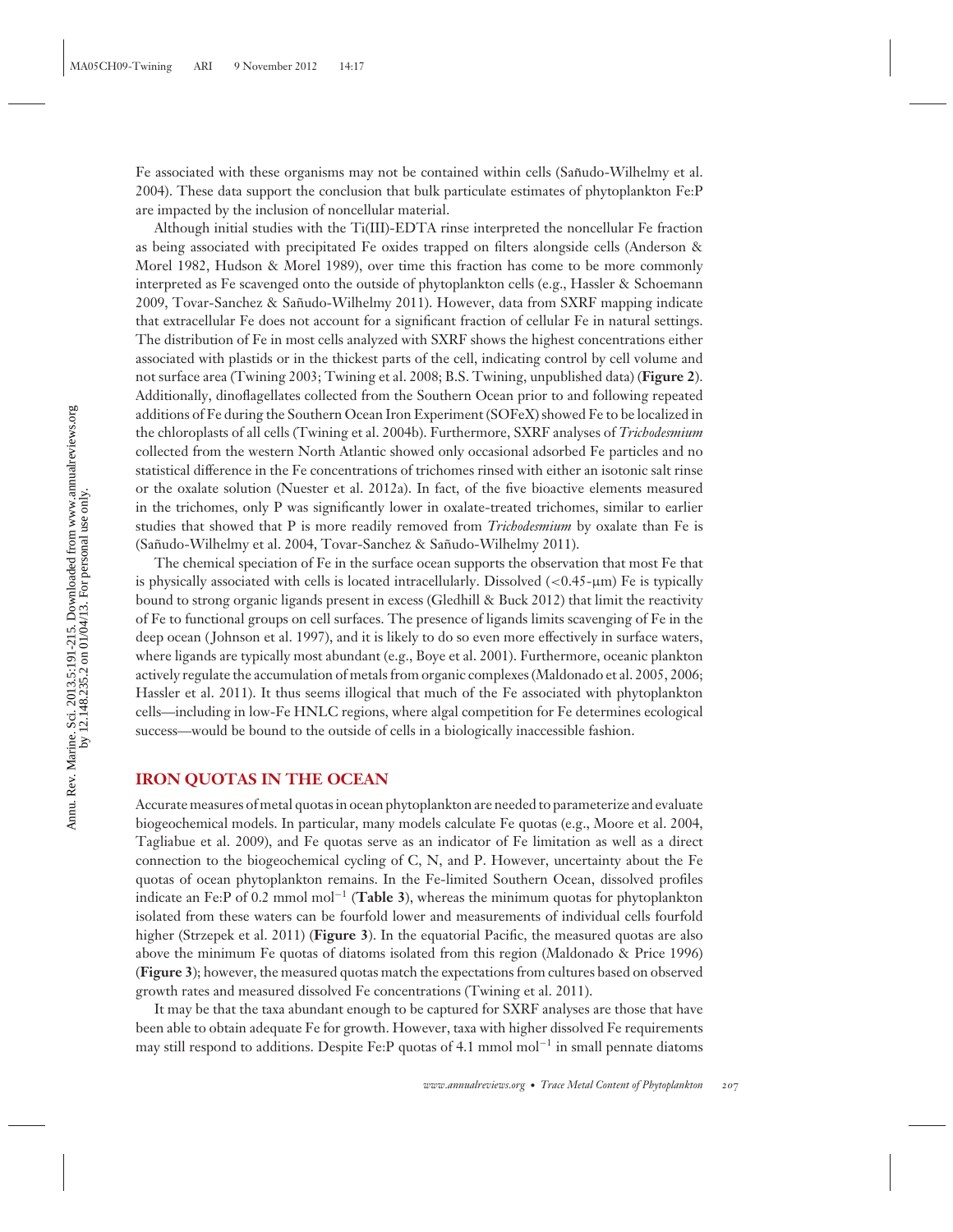Fe associated with these organisms may not be contained within cells (Sañudo-Wilhelmy et al. 2004). These data support the conclusion that bulk particulate estimates of phytoplankton Fe:P are impacted by the inclusion of noncellular material.

Although initial studies with the Ti(III)-EDTA rinse interpreted the noncellular Fe fraction as being associated with precipitated Fe oxides trapped on filters alongside cells (Anderson & Morel 1982, Hudson & Morel 1989), over time this fraction has come to be more commonly interpreted as Fe scavenged onto the outside of phytoplankton cells (e.g., Hassler & Schoemann 2009, Tovar-Sanchez & Sañudo-Wilhelmy 2011). However, data from SXRF mapping indicate that extracellular Fe does not account for a significant fraction of cellular Fe in natural settings. The distribution of Fe in most cells analyzed with SXRF shows the highest concentrations either associated with plastids or in the thickest parts of the cell, indicating control by cell volume and not surface area (Twining 2003; Twining et al. 2008; B.S. Twining, unpublished data) (**Figure 2**). Additionally, dinoflagellates collected from the Southern Ocean prior to and following repeated additions of Fe during the Southern Ocean Iron Experiment (SOFeX) showed Fe to be localized in the chloroplasts of all cells (Twining et al. 2004b). Furthermore, SXRF analyses of *Trichodesmium* collected from the western North Atlantic showed only occasional adsorbed Fe particles and no statistical difference in the Fe concentrations of trichomes rinsed with either an isotonic salt rinse or the oxalate solution (Nuester et al. 2012a). In fact, of the five bioactive elements measured in the trichomes, only P was significantly lower in oxalate-treated trichomes, similar to earlier studies that showed that P is more readily removed from *Trichodesmium* by oxalate than Fe is (Sañudo-Wilhelmy et al. 2004, Tovar-Sanchez & Sañudo-Wilhelmy 2011).

The chemical speciation of Fe in the surface ocean supports the observation that most Fe that is physically associated with cells is located intracellularly. Dissolved ($<0.45$-μm) Fe is typically bound to strong organic ligands present in excess (Gledhill & Buck 2012) that limit the reactivity of Fe to functional groups on cell surfaces. The presence of ligands limits scavenging of Fe in the deep ocean (Johnson et al. 1997), and it is likely to do so even more effectively in surface waters, where ligands are typically most abundant (e.g., Boye et al. 2001). Furthermore, oceanic plankton actively regulate the accumulation of metals from organic complexes (Maldonado et al. 2005, 2006; Hassler et al. 2011). It thus seems illogical that much of the Fe associated with phytoplankton cells—including in low-Fe HNLC regions, where algal competition for Fe determines ecological success—would be bound to the outside of cells in a biologically inaccessible fashion.

## IRON QUOTAS IN THE OCEAN

Accurate measures of metal quotas in ocean phytoplankton are needed to parameterize and evaluate biogeochemical models. In particular, many models calculate Fe quotas (e.g., Moore et al. 2004, Tagliabue et al. 2009), and Fe quotas serve as an indicator of Fe limitation as well as a direct connection to the biogeochemical cycling of C, N, and P. However, uncertainty about the Fe quotas of ocean phytoplankton remains. In the Fe-limited Southern Ocean, dissolved profiles indicate an Fe:P of 0.2 mmol mol$^{-1}$ (**Table 3**), whereas the minimum quotas for phytoplankton isolated from these waters can be fourfold lower and measurements of individual cells fourfold higher (Strzepek et al. 2011) (**Figure 3**). In the equatorial Pacific, the measured quotas are also above the minimum Fe quotas of diatoms isolated from this region (Maldonado & Price 1996) (**Figure 3**); however, the measured quotas match the expectations from cultures based on observed growth rates and measured dissolved Fe concentrations (Twining et al. 2011).

It may be that the taxa abundant enough to be captured for SXRF analyses are those that have been able to obtain adequate Fe for growth. However, taxa with higher dissolved Fe requirements may still respond to additions. Despite Fe:P quotas of 4.1 mmol mol$^{-1}$ in small pennate diatoms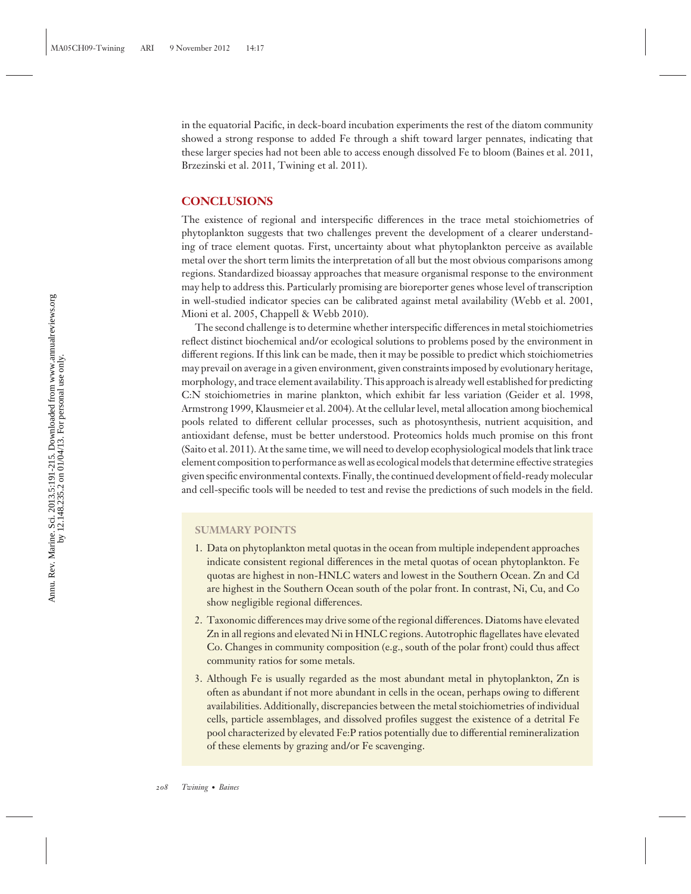in the equatorial Pacific, in deck-board incubation experiments the rest of the diatom community showed a strong response to added Fe through a shift toward larger pennates, indicating that these larger species had not been able to access enough dissolved Fe to bloom (Baines et al. 2011, Brzezinski et al. 2011, Twining et al. 2011).

## CONCLUSIONS

The existence of regional and interspecific differences in the trace metal stoichiometries of phytoplankton suggests that two challenges prevent the development of a clearer understanding of trace element quotas. First, uncertainty about what phytoplankton perceive as available metal over the short term limits the interpretation of all but the most obvious comparisons among regions. Standardized bioassay approaches that measure organismal response to the environment may help to address this. Particularly promising are bioreporter genes whose level of transcription in well-studied indicator species can be calibrated against metal availability (Webb et al. 2001, Mioni et al. 2005, Chappell & Webb 2010).

The second challenge is to determine whether interspecific differences in metal stoichiometries reflect distinct biochemical and/or ecological solutions to problems posed by the environment in different regions. If this link can be made, then it may be possible to predict which stoichiometries may prevail on average in a given environment, given constraints imposed by evolutionary heritage, morphology, and trace element availability. This approach is already well established for predicting C:N stoichiometries in marine plankton, which exhibit far less variation (Geider et al. 1998, Armstrong 1999, Klausmeier et al. 2004). At the cellular level, metal allocation among biochemical pools related to different cellular processes, such as photosynthesis, nutrient acquisition, and antioxidant defense, must be better understood. Proteomics holds much promise on this front (Saito et al. 2011). At the same time, we will need to develop ecophysiological models that link trace element composition to performance as well as ecological models that determine effective strategies given specific environmental contexts. Finally, the continued development of field-ready molecular and cell-specific tools will be needed to test and revise the predictions of such models in the field.

### SUMMARY POINTS

1. Data on phytoplankton metal quotas in the ocean from multiple independent approaches indicate consistent regional differences in the metal quotas of ocean phytoplankton. Fe quotas are highest in non-HNLC waters and lowest in the Southern Ocean. Zn and Cd are highest in the Southern Ocean south of the polar front. In contrast, Ni, Cu, and Co show negligible regional differences.
2. Taxonomic differences may drive some of the regional differences. Diatoms have elevated Zn in all regions and elevated Ni in HNLC regions. Autotrophic flagellates have elevated Co. Changes in community composition (e.g., south of the polar front) could thus affect community ratios for some metals.
3. Although Fe is usually regarded as the most abundant metal in phytoplankton, Zn is often as abundant if not more abundant in cells in the ocean, perhaps owing to different availabilities. Additionally, discrepancies between the metal stoichiometries of individual cells, particle assemblages, and dissolved profiles suggest the existence of a detrital Fe pool characterized by elevated Fe:P ratios potentially due to differential remineralization of these elements by grazing and/or Fe scavenging.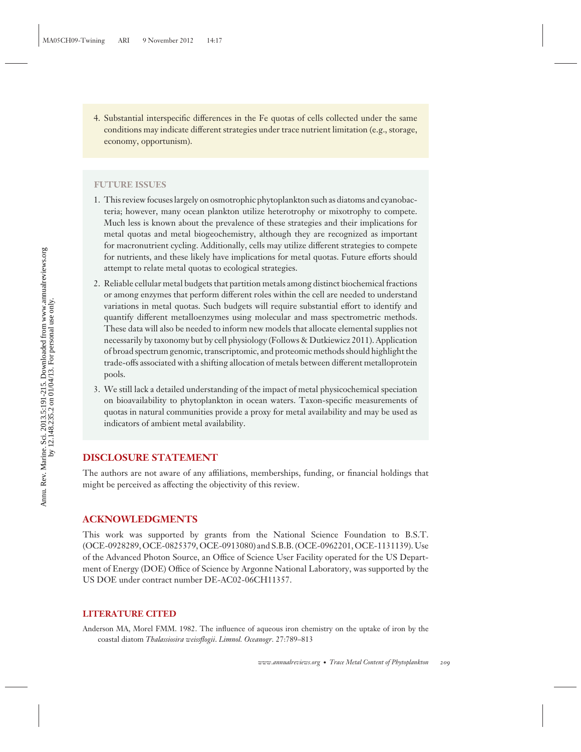4. Substantial interspecific differences in the Fe quotas of cells collected under the same conditions may indicate different strategies under trace nutrient limitation (e.g., storage, economy, opportunism).

### FUTURE ISSUES

1. This review focuses largely on osmotrophic phytoplankton such as diatoms and cyanobacteria; however, many ocean plankton utilize heterotrophy or mixotrophy to compete. Much less is known about the prevalence of these strategies and their implications for metal quotas and metal biogeochemistry, although they are recognized as important for macronutrient cycling. Additionally, cells may utilize different strategies to compete for nutrients, and these likely have implications for metal quotas. Future efforts should attempt to relate metal quotas to ecological strategies.
2. Reliable cellular metal budgets that partition metals among distinct biochemical fractions or among enzymes that perform different roles within the cell are needed to understand variations in metal quotas. Such budgets will require substantial effort to identify and quantify different metalloenzymes using molecular and mass spectrometric methods. These data will also be needed to inform new models that allocate elemental supplies not necessarily by taxonomy but by cell physiology (Follows & Dutkiewicz 2011). Application of broad spectrum genomic, transcriptomic, and proteomic methods should highlight the trade-offs associated with a shifting allocation of metals between different metalloprotein pools.
3. We still lack a detailed understanding of the impact of metal physicochemical speciation on bioavailability to phytoplankton in ocean waters. Taxon-specific measurements of quotas in natural communities provide a proxy for metal availability and may be used as indicators of ambient metal availability.

## DISCLOSURE STATEMENT

The authors are not aware of any affiliations, memberships, funding, or financial holdings that might be perceived as affecting the objectivity of this review.

## ACKNOWLEDGMENTS

This work was supported by grants from the National Science Foundation to B.S.T. (OCE-0928289, OCE-0825379, OCE-0913080) and S.B.B. (OCE-0962201, OCE-1131139). Use of the Advanced Photon Source, an Office of Science User Facility operated for the US Department of Energy (DOE) Office of Science by Argonne National Laboratory, was supported by the US DOE under contract number DE-AC02-06CH11357.

## LITERATURE CITED

Anderson MA, Morel FMM. 1982. The influence of aqueous iron chemistry on the uptake of iron by the coastal diatom *Thalassiosira weissflogii*. *Limnol. Oceanogr.* 27:789–813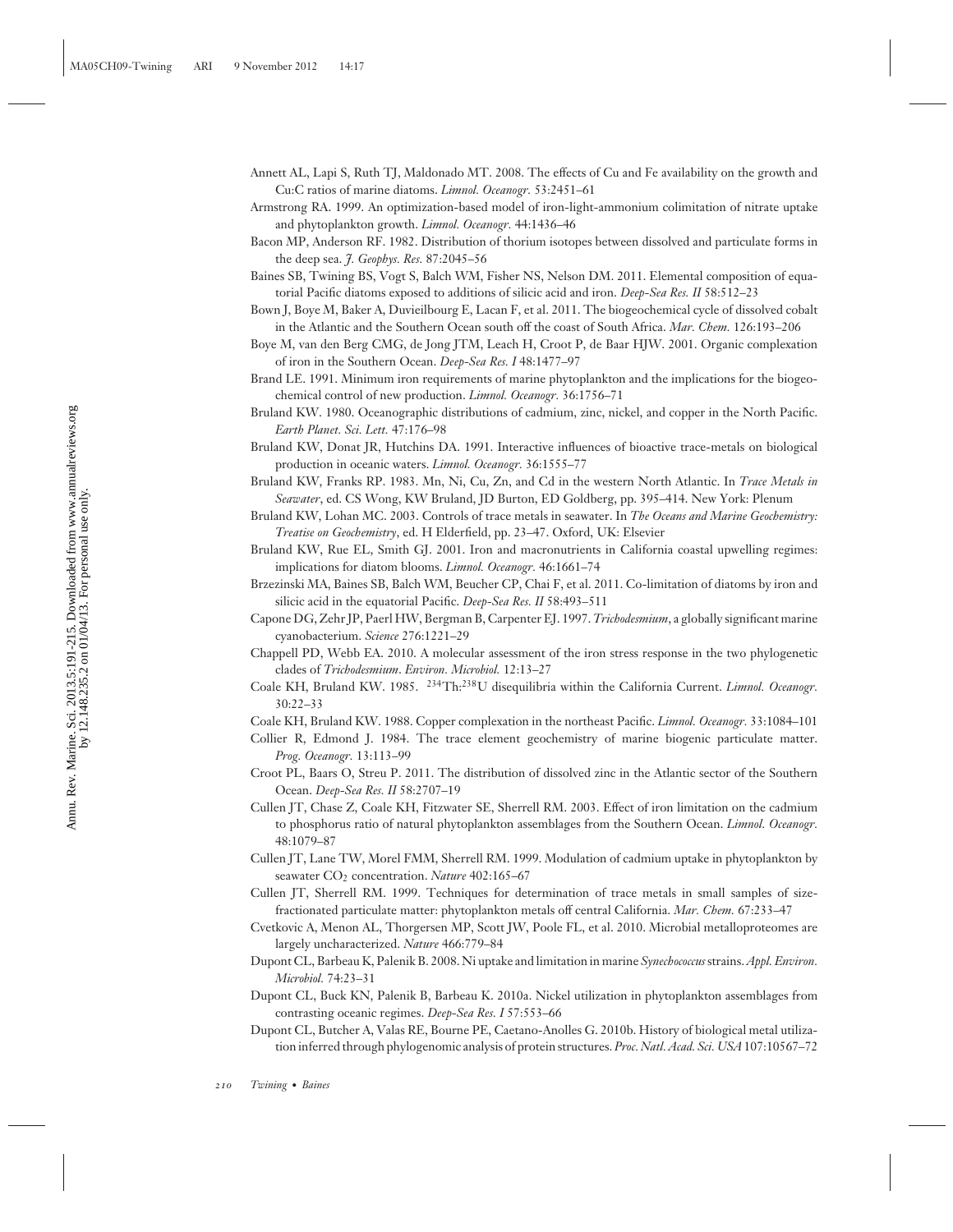Annett AL, Lapi S, Ruth TJ, Maldonado MT. 2008. The effects of Cu and Fe availability on the growth and Cu:C ratios of marine diatoms. *Limnol. Oceanogr.* 53:2451–61

Armstrong RA. 1999. An optimization-based model of iron-light-ammonium colimitation of nitrate uptake and phytoplankton growth. *Limnol. Oceanogr.* 44:1436–46

Bacon MP, Anderson RF. 1982. Distribution of thorium isotopes between dissolved and particulate forms in the deep sea. *J. Geophys. Res.* 87:2045–56

Baines SB, Twining BS, Vogt S, Balch WM, Fisher NS, Nelson DM. 2011. Elemental composition of equatorial Pacific diatoms exposed to additions of silicic acid and iron. *Deep-Sea Res. II* 58:512–23

Bown J, Boye M, Baker A, Duvieilbourg E, Lacan F, et al. 2011. The biogeochemical cycle of dissolved cobalt in the Atlantic and the Southern Ocean south off the coast of South Africa. *Mar. Chem.* 126:193–206

Boye M, van den Berg CMG, de Jong JTM, Leach H, Croot P, de Baar HJW. 2001. Organic complexation of iron in the Southern Ocean. *Deep-Sea Res. I* 48:1477–97

Brand LE. 1991. Minimum iron requirements of marine phytoplankton and the implications for the biogeochemical control of new production. *Limnol. Oceanogr.* 36:1756–71

Bruland KW. 1980. Oceanographic distributions of cadmium, zinc, nickel, and copper in the North Pacific. *Earth Planet. Sci. Lett.* 47:176–98

Bruland KW, Donat JR, Hutchins DA. 1991. Interactive influences of bioactive trace-metals on biological production in oceanic waters. *Limnol. Oceanogr.* 36:1555–77

Bruland KW, Franks RP. 1983. Mn, Ni, Cu, Zn, and Cd in the western North Atlantic. In *Trace Metals in Seawater*, ed. CS Wong, KW Bruland, JD Burton, ED Goldberg, pp. 395–414. New York: Plenum

Bruland KW, Lohan MC. 2003. Controls of trace metals in seawater. In *The Oceans and Marine Geochemistry: Treatise on Geochemistry*, ed. H Elderfield, pp. 23–47. Oxford, UK: Elsevier

Bruland KW, Rue EL, Smith GJ. 2001. Iron and macronutrients in California coastal upwelling regimes: implications for diatom blooms. *Limnol. Oceanogr.* 46:1661–74

Brzezinski MA, Baines SB, Balch WM, Beucher CP, Chai F, et al. 2011. Co-limitation of diatoms by iron and silicic acid in the equatorial Pacific. *Deep-Sea Res. II* 58:493–511

Capone DG, Zehr JP, Paerl HW, Bergman B, Carpenter EJ. 1997. *Trichodesmium*, a globally significant marine cyanobacterium. *Science* 276:1221–29

Chappell PD, Webb EA. 2010. A molecular assessment of the iron stress response in the two phylogenetic clades of *Trichodesmium*. *Environ. Microbiol.* 12:13–27

Coale KH, Bruland KW. 1985. $^{234}$Th:$^{238}$U disequilibria within the California Current. *Limnol. Oceanogr.* 30:22–33

Coale KH, Bruland KW. 1988. Copper complexation in the northeast Pacific. *Limnol. Oceanogr.* 33:1084–101

Collier R, Edmond J. 1984. The trace element geochemistry of marine biogenic particulate matter. *Prog. Oceanogr.* 13:113–99

Croot PL, Baars O, Streu P. 2011. The distribution of dissolved zinc in the Atlantic sector of the Southern Ocean. *Deep-Sea Res. II* 58:2707–19

Cullen JT, Chase Z, Coale KH, Fitzwater SE, Sherrell RM. 2003. Effect of iron limitation on the cadmium to phosphorus ratio of natural phytoplankton assemblages from the Southern Ocean. *Limnol. Oceanogr.* 48:1079–87

Cullen JT, Lane TW, Morel FMM, Sherrell RM. 1999. Modulation of cadmium uptake in phytoplankton by seawater $CO_2$ concentration. *Nature* 402:165–67

Cullen JT, Sherrell RM. 1999. Techniques for determination of trace metals in small samples of size-fractionated particulate matter: phytoplankton metals off central California. *Mar. Chem.* 67:233–47

Cvetkovic A, Menon AL, Thorgersen MP, Scott JW, Poole FL, et al. 2010. Microbial metalloproteomes are largely uncharacterized. *Nature* 466:779–84

Dupont CL, Barbeau K, Palenik B. 2008. Ni uptake and limitation in marine *Synechococcus* strains. *Appl. Environ. Microbiol.* 74:23–31

Dupont CL, Buck KN, Palenik B, Barbeau K. 2010a. Nickel utilization in phytoplankton assemblages from contrasting oceanic regimes. *Deep-Sea Res. I* 57:553–66

Dupont CL, Butcher A, Valas RE, Bourne PE, Caetano-Anolles G. 2010b. History of biological metal utilization inferred through phylogenomic analysis of protein structures. *Proc. Natl. Acad. Sci. USA* 107:10567–72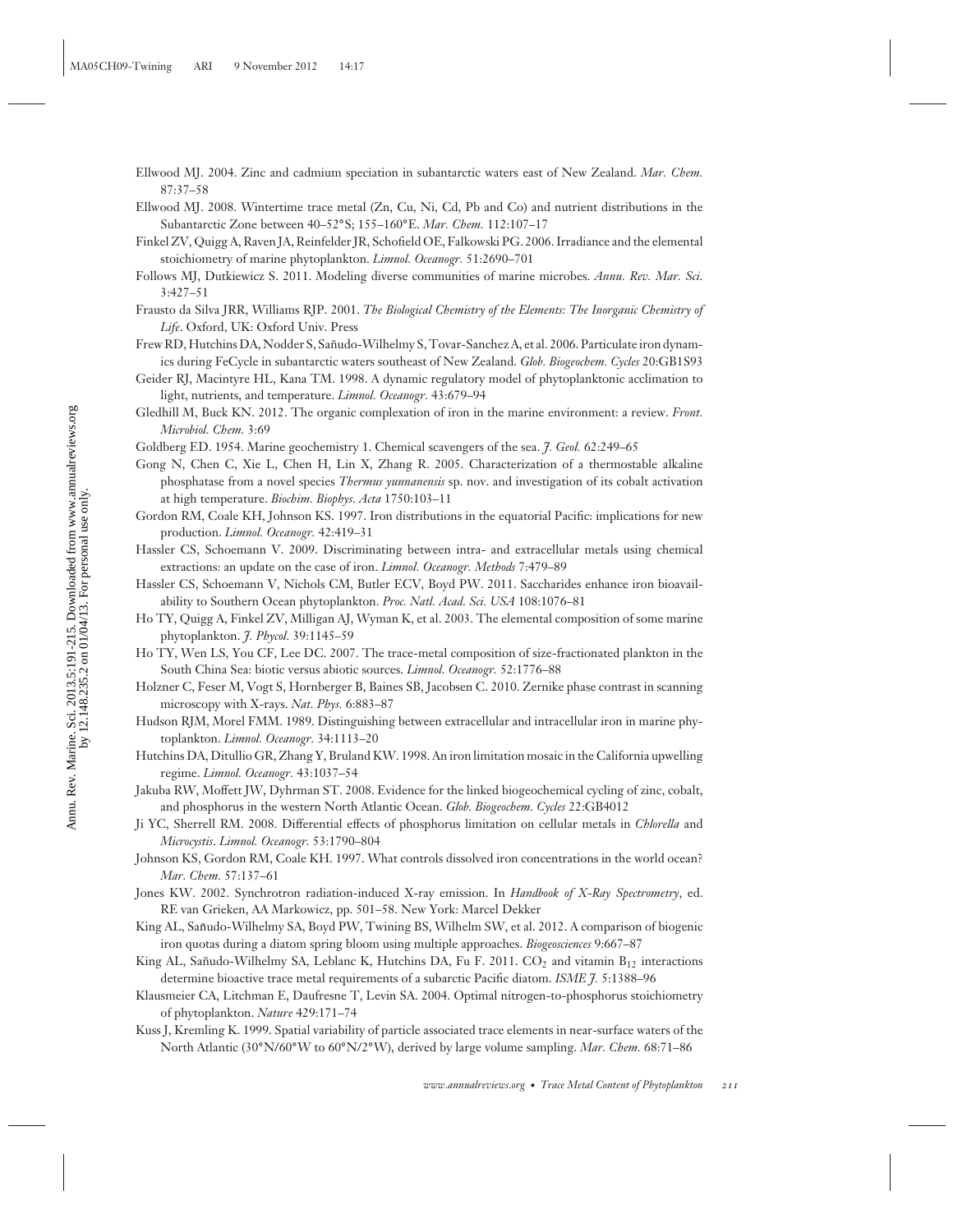Ellwood MJ. 2004. Zinc and cadmium speciation in subantarctic waters east of New Zealand. *Mar. Chem.* 87:37–58

Ellwood MJ. 2008. Wintertime trace metal (Zn, Cu, Ni, Cd, Pb and Co) and nutrient distributions in the Subantarctic Zone between 40–52°S; 155–160°E. *Mar. Chem.* 112:107–17

Finkel ZV, Quigg A, Raven JA, Reinfelder JR, Schofield OE, Falkowski PG. 2006. Irradiance and the elemental stoichiometry of marine phytoplankton. *Limnol. Oceanogr.* 51:2690–701

Follows MJ, Dutkiewicz S. 2011. Modeling diverse communities of marine microbes. *Annu. Rev. Mar. Sci.* 3:427–51

Frausto da Silva JRR, Williams RJP. 2001. *The Biological Chemistry of the Elements: The Inorganic Chemistry of Life*. Oxford, UK: Oxford Univ. Press

Frew RD, Hutchins DA, Nodder S, Sañudo-Wilhelmy S, Tovar-Sanchez A, et al. 2006. Particulate iron dynamics during FeCycle in subantarctic waters southeast of New Zealand. *Glob. Biogeochem. Cycles* 20:GB1S93

Geider RJ, Macintyre HL, Kana TM. 1998. A dynamic regulatory model of phytoplanktonic acclimation to light, nutrients, and temperature. *Limnol. Oceanogr.* 43:679–94

Gledhill M, Buck KN. 2012. The organic complexation of iron in the marine environment: a review. *Front. Microbiol. Chem.* 3:69

Goldberg ED. 1954. Marine geochemistry 1. Chemical scavengers of the sea. *J. Geol.* 62:249–65

Gong N, Chen C, Xie L, Chen H, Lin X, Zhang R. 2005. Characterization of a thermostable alkaline phosphatase from a novel species *Thermus yunnanensis* sp. nov. and investigation of its cobalt activation at high temperature. *Biochim. Biophys. Acta* 1750:103–11

Gordon RM, Coale KH, Johnson KS. 1997. Iron distributions in the equatorial Pacific: implications for new production. *Limnol. Oceanogr.* 42:419–31

Hassler CS, Schoemann V. 2009. Discriminating between intra- and extracellular metals using chemical extractions: an update on the case of iron. *Limnol. Oceanogr. Methods* 7:479–89

Hassler CS, Schoemann V, Nichols CM, Butler ECV, Boyd PW. 2011. Saccharides enhance iron bioavailability to Southern Ocean phytoplankton. *Proc. Natl. Acad. Sci. USA* 108:1076–81

Ho TY, Quigg A, Finkel ZV, Milligan AJ, Wyman K, et al. 2003. The elemental composition of some marine phytoplankton. *J. Phycol.* 39:1145–59

Ho TY, Wen LS, You CF, Lee DC. 2007. The trace-metal composition of size-fractionated plankton in the South China Sea: biotic versus abiotic sources. *Limnol. Oceanogr.* 52:1776–88

Holzner C, Feser M, Vogt S, Hornberger B, Baines SB, Jacobsen C. 2010. Zernike phase contrast in scanning microscopy with X-rays. *Nat. Phys.* 6:883–87

Hudson RJM, Morel FMM. 1989. Distinguishing between extracellular and intracellular iron in marine phytoplankton. *Limnol. Oceanogr.* 34:1113–20

Hutchins DA, Ditullio GR, Zhang Y, Bruland KW. 1998. An iron limitation mosaic in the California upwelling regime. *Limnol. Oceanogr.* 43:1037–54

Jakuba RW, Moffett JW, Dyhrman ST. 2008. Evidence for the linked biogeochemical cycling of zinc, cobalt, and phosphorus in the western North Atlantic Ocean. *Glob. Biogeochem. Cycles* 22:GB4012

Ji YC, Sherrell RM. 2008. Differential effects of phosphorus limitation on cellular metals in *Chlorella* and *Microcystis*. *Limnol. Oceanogr.* 53:1790–804

Johnson KS, Gordon RM, Coale KH. 1997. What controls dissolved iron concentrations in the world ocean? *Mar. Chem.* 57:137–61

Jones KW. 2002. Synchrotron radiation-induced X-ray emission. In *Handbook of X-Ray Spectrometry*, ed. RE van Grieken, AA Markowicz, pp. 501–58. New York: Marcel Dekker

King AL, Sañudo-Wilhelmy SA, Boyd PW, Twining BS, Wilhelm SW, et al. 2012. A comparison of biogenic iron quotas during a diatom spring bloom using multiple approaches. *Biogeosciences* 9:667–87

King AL, Sañudo-Wilhelmy SA, Leblanc K, Hutchins DA, Fu F. 2011. $CO_2$ and vitamin $B_{12}$ interactions determine bioactive trace metal requirements of a subarctic Pacific diatom. *ISME J.* 5:1388–96

Klausmeier CA, Litchman E, Daufresne T, Levin SA. 2004. Optimal nitrogen-to-phosphorus stoichiometry of phytoplankton. *Nature* 429:171–74

Kuss J, Kremling K. 1999. Spatial variability of particle associated trace elements in near-surface waters of the North Atlantic (30°N/60°W to 60°N/2°W), derived by large volume sampling. *Mar. Chem.* 68:71–86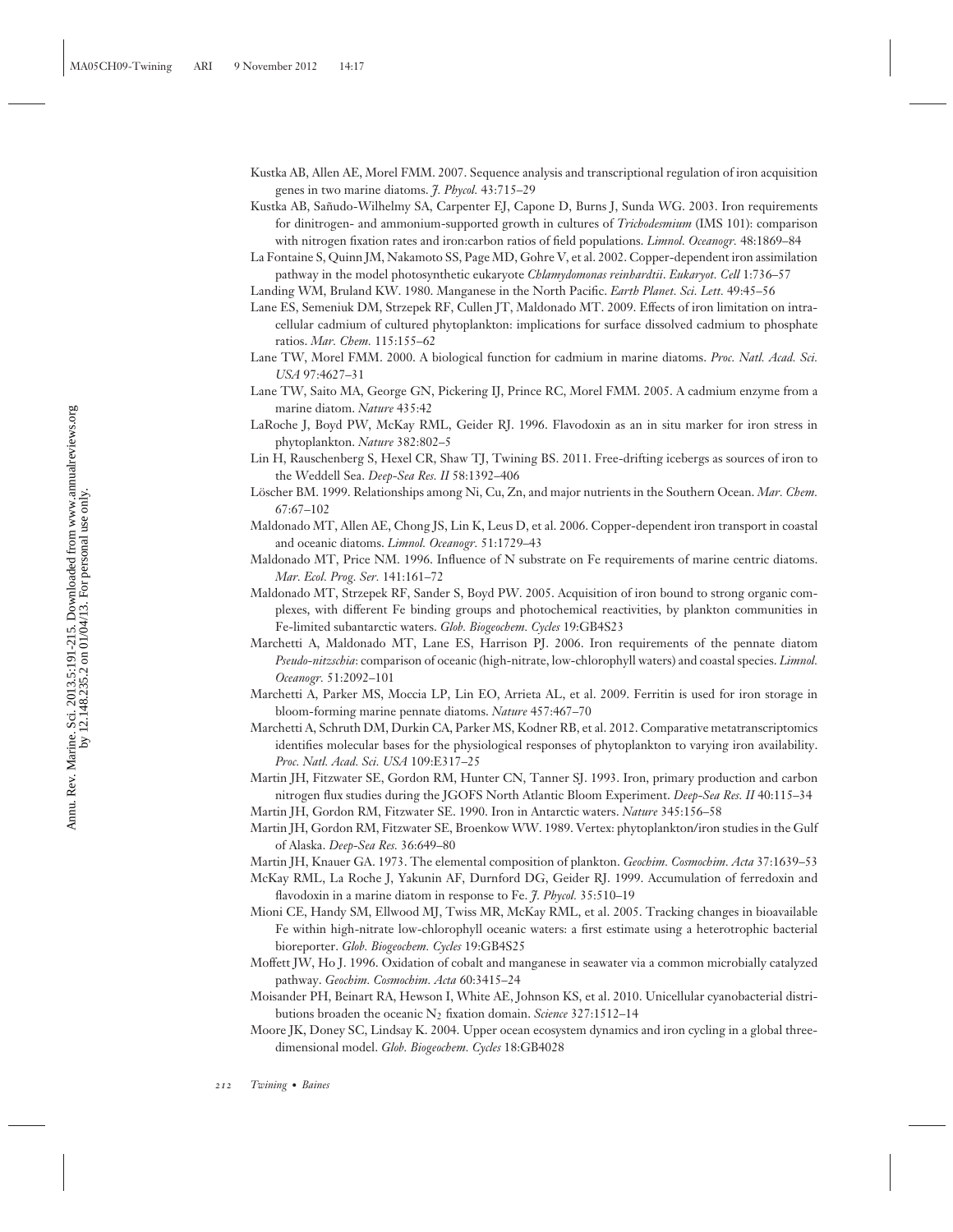Kustka AB, Allen AE, Morel FMM. 2007. Sequence analysis and transcriptional regulation of iron acquisition genes in two marine diatoms. *J. Phycol.* 43:715–29

Kustka AB, Sañudo-Wilhelmy SA, Carpenter EJ, Capone D, Burns J, Sunda WG. 2003. Iron requirements for dinitrogen- and ammonium-supported growth in cultures of *Trichodesmium* (IMS 101): comparison with nitrogen fixation rates and iron:carbon ratios of field populations. *Limnol. Oceanogr.* 48:1869–84

La Fontaine S, Quinn JM, Nakamoto SS, Page MD, Gohre V, et al. 2002. Copper-dependent iron assimilation pathway in the model photosynthetic eukaryote *Chlamydomonas reinhardtii*. *Eukaryot. Cell* 1:736–57

Landing WM, Bruland KW. 1980. Manganese in the North Pacific. *Earth Planet. Sci. Lett.* 49:45–56

Lane ES, Semeniuk DM, Strzepek RF, Cullen JT, Maldonado MT. 2009. Effects of iron limitation on intracellular cadmium of cultured phytoplankton: implications for surface dissolved cadmium to phosphate ratios. *Mar. Chem.* 115:155–62

Lane TW, Morel FMM. 2000. A biological function for cadmium in marine diatoms. *Proc. Natl. Acad. Sci. USA* 97:4627–31

Lane TW, Saito MA, George GN, Pickering IJ, Prince RC, Morel FMM. 2005. A cadmium enzyme from a marine diatom. *Nature* 435:42

LaRoche J, Boyd PW, McKay RML, Geider RJ. 1996. Flavodoxin as an in situ marker for iron stress in phytoplankton. *Nature* 382:802–5

Lin H, Rauschenberg S, Hexel CR, Shaw TJ, Twining BS. 2011. Free-drifting icebergs as sources of iron to the Weddell Sea. *Deep-Sea Res. II* 58:1392–406

Löscher BM. 1999. Relationships among Ni, Cu, Zn, and major nutrients in the Southern Ocean. *Mar. Chem.* 67:67–102

Maldonado MT, Allen AE, Chong JS, Lin K, Leus D, et al. 2006. Copper-dependent iron transport in coastal and oceanic diatoms. *Limnol. Oceanogr.* 51:1729–43

Maldonado MT, Price NM. 1996. Influence of N substrate on Fe requirements of marine centric diatoms. *Mar. Ecol. Prog. Ser.* 141:161–72

Maldonado MT, Strzepek RF, Sander S, Boyd PW. 2005. Acquisition of iron bound to strong organic complexes, with different Fe binding groups and photochemical reactivities, by plankton communities in Fe-limited subantarctic waters. *Glob. Biogeochem. Cycles* 19:GB4S23

Marchetti A, Maldonado MT, Lane ES, Harrison PJ. 2006. Iron requirements of the pennate diatom *Pseudo-nitzschia*: comparison of oceanic (high-nitrate, low-chlorophyll waters) and coastal species. *Limnol. Oceanogr.* 51:2092–101

Marchetti A, Parker MS, Moccia LP, Lin EO, Arrieta AL, et al. 2009. Ferritin is used for iron storage in bloom-forming marine pennate diatoms. *Nature* 457:467–70

Marchetti A, Schruth DM, Durkin CA, Parker MS, Kodner RB, et al. 2012. Comparative metatranscriptomics identifies molecular bases for the physiological responses of phytoplankton to varying iron availability. *Proc. Natl. Acad. Sci. USA* 109:E317–25

Martin JH, Fitzwater SE, Gordon RM, Hunter CN, Tanner SJ. 1993. Iron, primary production and carbon nitrogen flux studies during the JGOFS North Atlantic Bloom Experiment. *Deep-Sea Res. II* 40:115–34

Martin JH, Gordon RM, Fitzwater SE. 1990. Iron in Antarctic waters. *Nature* 345:156–58

Martin JH, Gordon RM, Fitzwater SE, Broenkow WW. 1989. Vertex: phytoplankton/iron studies in the Gulf of Alaska. *Deep-Sea Res.* 36:649–80

Martin JH, Knauer GA. 1973. The elemental composition of plankton. *Geochim. Cosmochim. Acta* 37:1639–53

McKay RML, La Roche J, Yakunin AF, Durnford DG, Geider RJ. 1999. Accumulation of ferredoxin and flavodoxin in a marine diatom in response to Fe. *J. Phycol.* 35:510–19

Mioni CE, Handy SM, Ellwood MJ, Twiss MR, McKay RML, et al. 2005. Tracking changes in bioavailable Fe within high-nitrate low-chlorophyll oceanic waters: a first estimate using a heterotrophic bacterial bioreporter. *Glob. Biogeochem. Cycles* 19:GB4S25

Moffett JW, Ho J. 1996. Oxidation of cobalt and manganese in seawater via a common microbially catalyzed pathway. *Geochim. Cosmochim. Acta* 60:3415–24

Moisander PH, Beinart RA, Hewson I, White AE, Johnson KS, et al. 2010. Unicellular cyanobacterial distributions broaden the oceanic $N_2$ fixation domain. *Science* 327:1512–14

Moore JK, Doney SC, Lindsay K. 2004. Upper ocean ecosystem dynamics and iron cycling in a global three-dimensional model. *Glob. Biogeochem. Cycles* 18:GB4028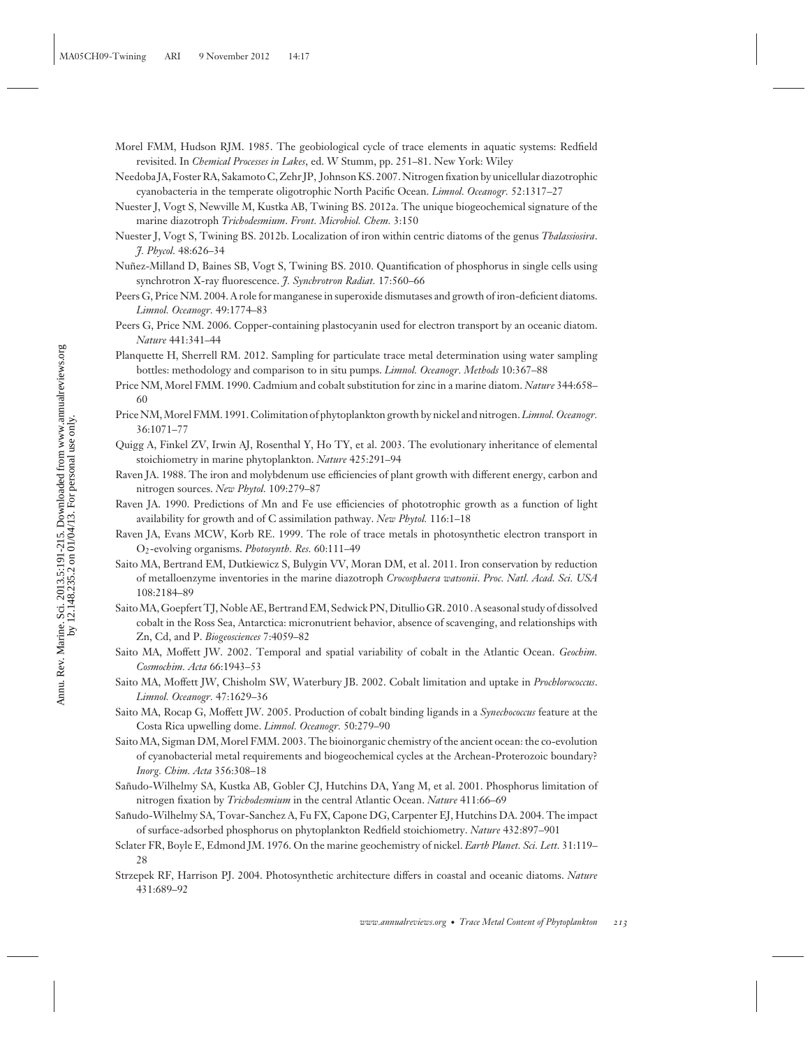Morel FMM, Hudson RJM. 1985. The geobiological cycle of trace elements in aquatic systems: Redfield revisited. In *Chemical Processes in Lakes*, ed. W Stumm, pp. 251–81. New York: Wiley

Needoba JA, Foster RA, Sakamoto C, Zehr JP, Johnson KS. 2007. Nitrogen fixation by unicellular diazotrophic cyanobacteria in the temperate oligotrophic North Pacific Ocean. *Limnol. Oceanogr.* 52:1317–27

Nuester J, Vogt S, Newville M, Kustka AB, Twining BS. 2012a. The unique biogeochemical signature of the marine diazotroph *Trichodesmium*. *Front. Microbiol. Chem.* 3:150

Nuester J, Vogt S, Twining BS. 2012b. Localization of iron within centric diatoms of the genus *Thalassiosira*. *J. Phycol.* 48:626–34

Nuñez-Milland D, Baines SB, Vogt S, Twining BS. 2010. Quantification of phosphorus in single cells using synchrotron X-ray fluorescence. *J. Synchrotron Radiat.* 17:560–66

Peers G, Price NM. 2004. A role for manganese in superoxide dismutases and growth of iron-deficient diatoms. *Limnol. Oceanogr.* 49:1774–83

Peers G, Price NM. 2006. Copper-containing plastocyanin used for electron transport by an oceanic diatom. *Nature* 441:341–44

Planquette H, Sherrell RM. 2012. Sampling for particulate trace metal determination using water sampling bottles: methodology and comparison to in situ pumps. *Limnol. Oceanogr. Methods* 10:367–88

Price NM, Morel FMM. 1990. Cadmium and cobalt substitution for zinc in a marine diatom. *Nature* 344:658–60

Price NM, Morel FMM. 1991. Colimitation of phytoplankton growth by nickel and nitrogen. *Limnol. Oceanogr.* 36:1071–77

Quigg A, Finkel ZV, Irwin AJ, Rosenthal Y, Ho TY, et al. 2003. The evolutionary inheritance of elemental stoichiometry in marine phytoplankton. *Nature* 425:291–94

Raven JA. 1988. The iron and molybdenum use efficiencies of plant growth with different energy, carbon and nitrogen sources. *New Phytol.* 109:279–87

Raven JA. 1990. Predictions of Mn and Fe use efficiencies of phototrophic growth as a function of light availability for growth and of C assimilation pathway. *New Phytol.* 116:1–18

Raven JA, Evans MCW, Korb RE. 1999. The role of trace metals in photosynthetic electron transport in $O_2$-evolving organisms. *Photosynth. Res.* 60:111–49

Saito MA, Bertrand EM, Dutkiewicz S, Bulygin VV, Moran DM, et al. 2011. Iron conservation by reduction of metalloenzyme inventories in the marine diazotroph *Crocosphaera watsonii*. *Proc. Natl. Acad. Sci. USA* 108:2184–89

Saito MA, Goepfert TJ, Noble AE, Bertrand EM, Sedwick PN, Ditullio GR. 2010. A seasonal study of dissolved cobalt in the Ross Sea, Antarctica: micronutrient behavior, absence of scavenging, and relationships with Zn, Cd, and P. *Biogeosciences* 7:4059–82

Saito MA, Moffett JW. 2002. Temporal and spatial variability of cobalt in the Atlantic Ocean. *Geochim. Cosmochim. Acta* 66:1943–53

Saito MA, Moffett JW, Chisholm SW, Waterbury JB. 2002. Cobalt limitation and uptake in *Prochlorococcus*. *Limnol. Oceanogr.* 47:1629–36

Saito MA, Rocap G, Moffett JW. 2005. Production of cobalt binding ligands in a *Synechococcus* feature at the Costa Rica upwelling dome. *Limnol. Oceanogr.* 50:279–90

Saito MA, Sigman DM, Morel FMM. 2003. The bioinorganic chemistry of the ancient ocean: the co-evolution of cyanobacterial metal requirements and biogeochemical cycles at the Archean-Proterozoic boundary? *Inorg. Chim. Acta* 356:308–18

Sañudo-Wilhelmy SA, Kustka AB, Gobler CJ, Hutchins DA, Yang M, et al. 2001. Phosphorus limitation of nitrogen fixation by *Trichodesmium* in the central Atlantic Ocean. *Nature* 411:66–69

Sañudo-Wilhelmy SA, Tovar-Sanchez A, Fu FX, Capone DG, Carpenter EJ, Hutchins DA. 2004. The impact of surface-adsorbed phosphorus on phytoplankton Redfield stoichiometry. *Nature* 432:897–901

Sclater FR, Boyle E, Edmond JM. 1976. On the marine geochemistry of nickel. *Earth Planet. Sci. Lett.* 31:119–28

Strzepek RF, Harrison PJ. 2004. Photosynthetic architecture differs in coastal and oceanic diatoms. *Nature* 431:689–92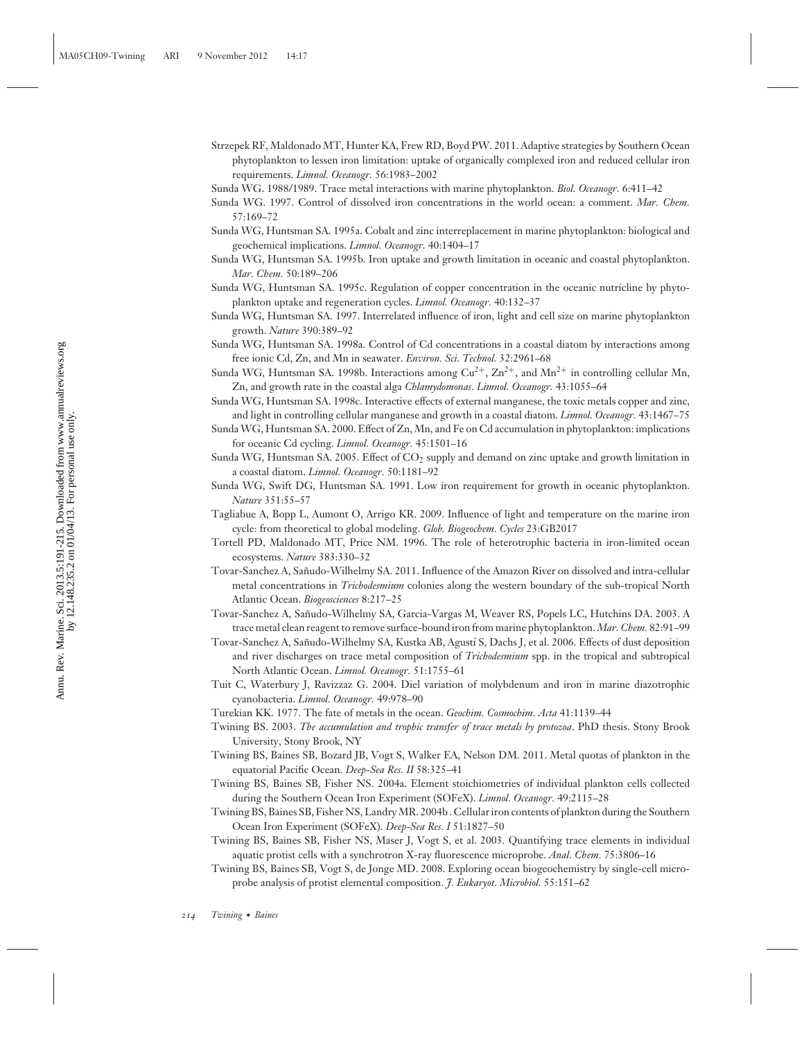Strzepek RF, Maldonado MT, Hunter KA, Frew RD, Boyd PW. 2011. Adaptive strategies by Southern Ocean phytoplankton to lessen iron limitation: uptake of organically complexed iron and reduced cellular iron requirements. *Limnol. Oceanogr.* 56:1983–2002

Sunda WG. 1988/1989. Trace metal interactions with marine phytoplankton. *Biol. Oceanogr.* 6:411–42

Sunda WG. 1997. Control of dissolved iron concentrations in the world ocean: a comment. *Mar. Chem.* 57:169–72

Sunda WG, Huntsman SA. 1995a. Cobalt and zinc interreplacement in marine phytoplankton: biological and geochemical implications. *Limnol. Oceanogr.* 40:1404–17

Sunda WG, Huntsman SA. 1995b. Iron uptake and growth limitation in oceanic and coastal phytoplankton. *Mar. Chem.* 50:189–206

Sunda WG, Huntsman SA. 1995c. Regulation of copper concentration in the oceanic nutricline by phytoplankton uptake and regeneration cycles. *Limnol. Oceanogr.* 40:132–37

Sunda WG, Huntsman SA. 1997. Interrelated influence of iron, light and cell size on marine phytoplankton growth. *Nature* 390:389–92

Sunda WG, Huntsman SA. 1998a. Control of Cd concentrations in a coastal diatom by interactions among free ionic Cd, Zn, and Mn in seawater. *Environ. Sci. Technol.* 32:2961–68

Sunda WG, Huntsman SA. 1998b. Interactions among $Cu^{2+}$, $Zn^{2+}$, and $Mn^{2+}$ in controlling cellular Mn, Zn, and growth rate in the coastal alga *Chlamydomonas*. *Limnol. Oceanogr.* 43:1055–64

Sunda WG, Huntsman SA. 1998c. Interactive effects of external manganese, the toxic metals copper and zinc, and light in controlling cellular manganese and growth in a coastal diatom. *Limnol. Oceanogr.* 43:1467–75

Sunda WG, Huntsman SA. 2000. Effect of Zn, Mn, and Fe on Cd accumulation in phytoplankton: implications for oceanic Cd cycling. *Limnol. Oceanogr.* 45:1501–16

Sunda WG, Huntsman SA. 2005. Effect of $CO_2$ supply and demand on zinc uptake and growth limitation in a coastal diatom. *Limnol. Oceanogr.* 50:1181–92

Sunda WG, Swift DG, Huntsman SA. 1991. Low iron requirement for growth in oceanic phytoplankton. *Nature* 351:55–57

Tagliabue A, Bopp L, Aumont O, Arrigo KR. 2009. Influence of light and temperature on the marine iron cycle: from theoretical to global modeling. *Glob. Biogeochem. Cycles* 23:GB2017

Tortell PD, Maldonado MT, Price NM. 1996. The role of heterotrophic bacteria in iron-limited ocean ecosystems. *Nature* 383:330–32

Tovar-Sanchez A, Sañudo-Wilhelmy SA. 2011. Influence of the Amazon River on dissolved and intra-cellular metal concentrations in *Trichodesmium* colonies along the western boundary of the sub-tropical North Atlantic Ocean. *Biogeosciences* 8:217–25

Tovar-Sanchez A, Sañudo-Wilhelmy SA, Garcia-Vargas M, Weaver RS, Popels LC, Hutchins DA. 2003. A trace metal clean reagent to remove surface-bound iron from marine phytoplankton. *Mar. Chem.* 82:91–99

Tovar-Sanchez A, Sañudo-Wilhelmy SA, Kustka AB, Agustí S, Dachs J, et al. 2006. Effects of dust deposition and river discharges on trace metal composition of *Trichodesmium* spp. in the tropical and subtropical North Atlantic Ocean. *Limnol. Oceanogr.* 51:1755–61

Tuit C, Waterbury J, Ravizzaz G. 2004. Diel variation of molybdenum and iron in marine diazotrophic cyanobacteria. *Limnol. Oceanogr.* 49:978–90

Turekian KK. 1977. The fate of metals in the ocean. *Geochim. Cosmochim. Acta* 41:1139–44

Twining BS. 2003. *The accumulation and trophic transfer of trace metals by protozoa*. PhD thesis. Stony Brook University, Stony Brook, NY

Twining BS, Baines SB, Bozard JB, Vogt S, Walker EA, Nelson DM. 2011. Metal quotas of plankton in the equatorial Pacific Ocean. *Deep-Sea Res. II* 58:325–41

Twining BS, Baines SB, Fisher NS. 2004a. Element stoichiometries of individual plankton cells collected during the Southern Ocean Iron Experiment (SOFeX). *Limnol. Oceanogr.* 49:2115–28

Twining BS, Baines SB, Fisher NS, Landry MR. 2004b. Cellular iron contents of plankton during the Southern Ocean Iron Experiment (SOFeX). *Deep-Sea Res. I* 51:1827–50

Twining BS, Baines SB, Fisher NS, Maser J, Vogt S, et al. 2003. Quantifying trace elements in individual aquatic protist cells with a synchrotron X-ray fluorescence microprobe. *Anal. Chem.* 75:3806–16

Twining BS, Baines SB, Vogt S, de Jonge MD. 2008. Exploring ocean biogeochemistry by single-cell microprobe analysis of protist elemental composition. *J. Eukaryot. Microbiol.* 55:151–62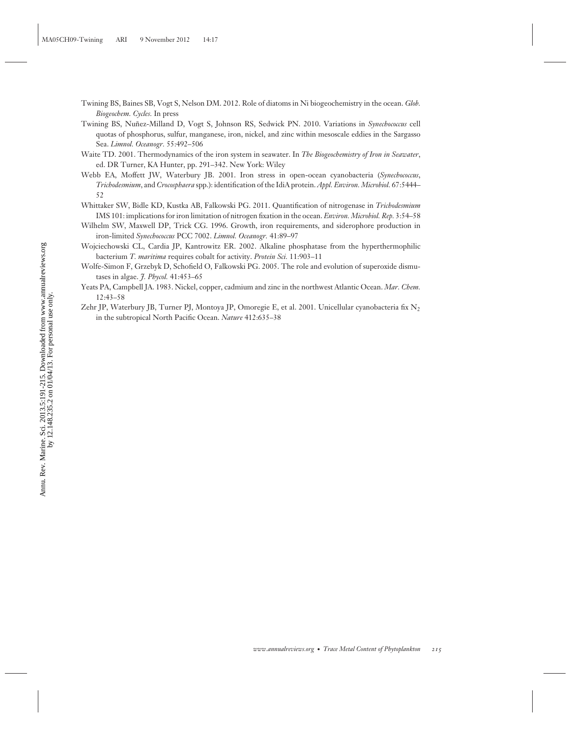Twining BS, Baines SB, Vogt S, Nelson DM. 2012. Role of diatoms in Ni biogeochemistry in the ocean. *Glob. Biogeochem. Cycles.* In press

Twining BS, Nuñez-Milland D, Vogt S, Johnson RS, Sedwick PN. 2010. Variations in *Synechococcus* cell quotas of phosphorus, sulfur, manganese, iron, nickel, and zinc within mesoscale eddies in the Sargasso Sea. *Limnol. Oceanogr.* 55:492–506

Waite TD. 2001. Thermodynamics of the iron system in seawater. In *The Biogeochemistry of Iron in Seawater*, ed. DR Turner, KA Hunter, pp. 291–342. New York: Wiley

Webb EA, Moffett JW, Waterbury JB. 2001. Iron stress in open-ocean cyanobacteria (*Synechococcus*, *Trichodesmium*, and *Crocosphaera* spp.): identification of the IdiA protein. *Appl. Environ. Microbiol.* 67:5444–52

Whittaker SW, Bidle KD, Kustka AB, Falkowski PG. 2011. Quantification of nitrogenase in *Trichodesmium* IMS 101: implications for iron limitation of nitrogen fixation in the ocean. *Environ. Microbiol. Rep.* 3:54–58

Wilhelm SW, Maxwell DP, Trick CG. 1996. Growth, iron requirements, and siderophore production in iron-limited *Synechococcus* PCC 7002. *Limnol. Oceanogr.* 41:89–97

Wojciechowski CL, Cardia JP, Kantrowitz ER. 2002. Alkaline phosphatase from the hyperthermophilic bacterium *T. maritima* requires cobalt for activity. *Protein Sci.* 11:903–11

Wolfe-Simon F, Grzebyk D, Schofield O, Falkowski PG. 2005. The role and evolution of superoxide dismutases in algae. *J. Phycol.* 41:453–65

Yeats PA, Campbell JA. 1983. Nickel, copper, cadmium and zinc in the northwest Atlantic Ocean. *Mar. Chem.* 12:43–58

Zehr JP, Waterbury JB, Turner PJ, Montoya JP, Omoregie E, et al. 2001. Unicellular cyanobacteria fix $N_2$ in the subtropical North Pacific Ocean. *Nature* 412:635–38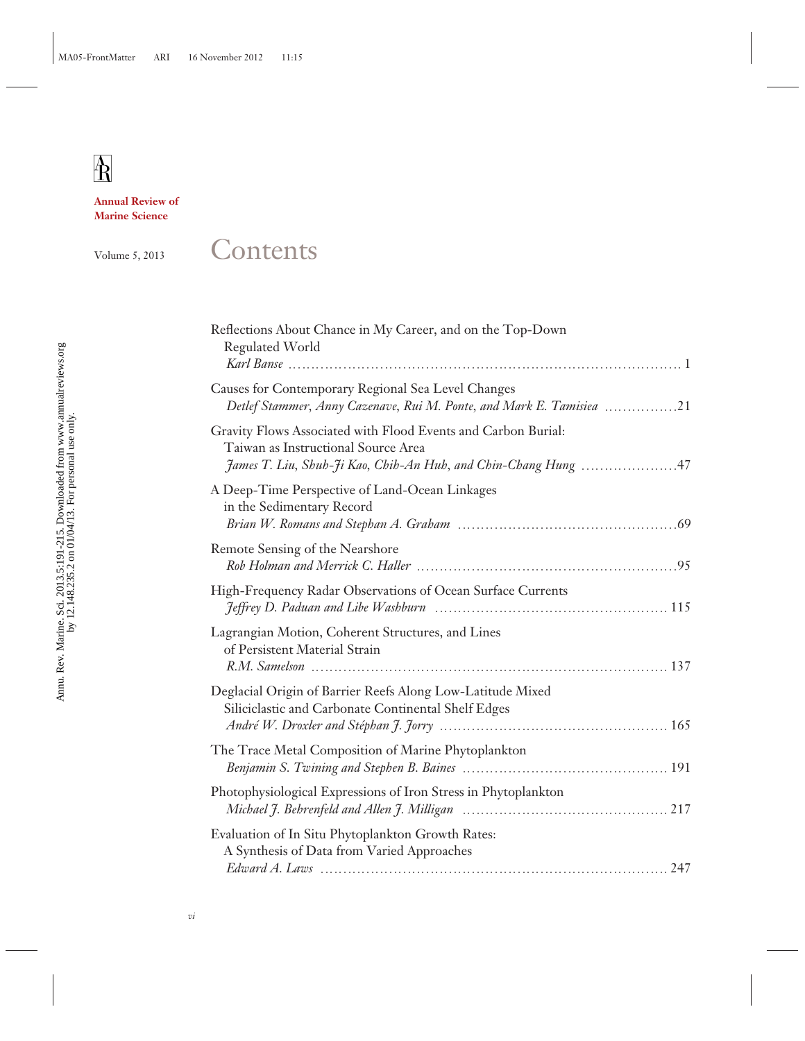**Annual Review of Marine Science**

Volume 5, 2013

# Contents

Reflections About Chance in My Career, and on the Top-Down Regulated World
*Karl Banse* . . . . . . . . . . . . . . . . . . . . . . . . . . . . . . . . . . . . . . . . . . . . . . . . . . 1

Causes for Contemporary Regional Sea Level Changes
*Detlef Stammer, Anny Cazenave, Rui M. Ponte, and Mark E. Tamisiea* . . . . . . . . . . 21

Gravity Flows Associated with Flood Events and Carbon Burial: Taiwan as Instructional Source Area
*James T. Liu, Shuh-Ji Kao, Chih-An Huh, and Chin-Chang Hung* . . . . . . . . . . . . 47

A Deep-Time Perspective of Land-Ocean Linkages in the Sedimentary Record
*Brian W. Romans and Stephan A. Graham* . . . . . . . . . . . . . . . . . . . . . . . . . . . . 69

Remote Sensing of the Nearshore
*Rob Holman and Merrick C. Haller* . . . . . . . . . . . . . . . . . . . . . . . . . . . . . . . . . 95

High-Frequency Radar Observations of Ocean Surface Currents
*Jeffrey D. Paduan and Libe Washburn* . . . . . . . . . . . . . . . . . . . . . . . . . . . . . . . 115

Lagrangian Motion, Coherent Structures, and Lines of Persistent Material Strain
*R.M. Samelson* . . . . . . . . . . . . . . . . . . . . . . . . . . . . . . . . . . . . . . . . . . . . . . 137

Deglacial Origin of Barrier Reefs Along Low-Latitude Mixed Siliciclastic and Carbonate Continental Shelf Edges
*André W. Droxler and Stéphan J. Jorry* . . . . . . . . . . . . . . . . . . . . . . . . . . . . . . 165

The Trace Metal Composition of Marine Phytoplankton
*Benjamin S. Twining and Stephen B. Baines* . . . . . . . . . . . . . . . . . . . . . . . . . . . 191

Photophysiological Expressions of Iron Stress in Phytoplankton
*Michael J. Behrenfeld and Allen J. Milligan* . . . . . . . . . . . . . . . . . . . . . . . . . . . 217

Evaluation of In Situ Phytoplankton Growth Rates: A Synthesis of Data from Varied Approaches
*Edward A. Laws* . . . . . . . . . . . . . . . . . . . . . . . . . . . . . . . . . . . . . . . . . . . . . 247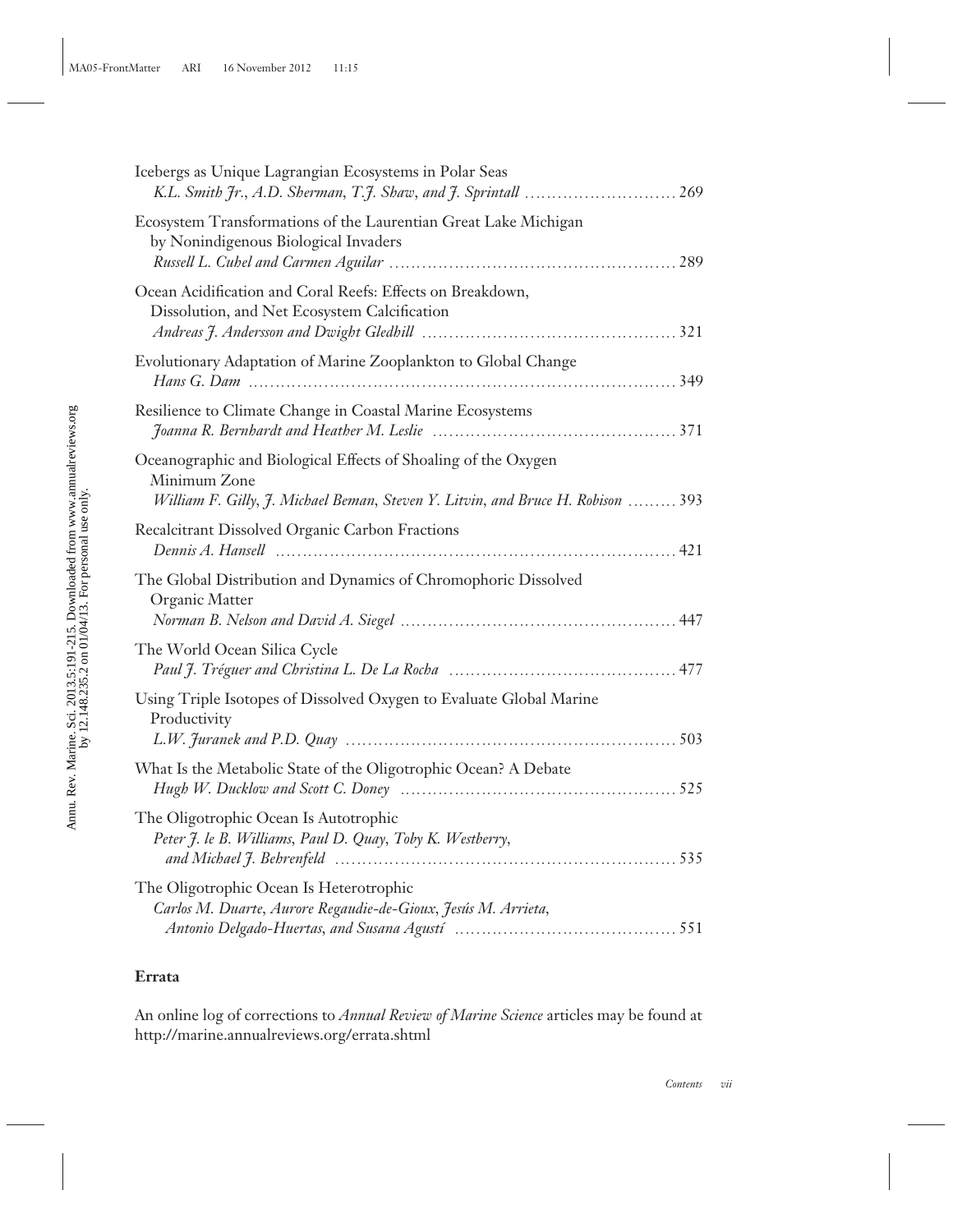Icebergs as Unique Lagrangian Ecosystems in Polar Seas
*K.L. Smith Jr., A.D. Sherman, T.J. Shaw, and J. Sprintall* . . . . . . . . . . . . . . . . . . . . . . . . . . . 269

Ecosystem Transformations of the Laurentian Great Lake Michigan by Nonindigenous Biological Invaders
*Russell L. Cuhel and Carmen Aguilar* . . . . . . . . . . . . . . . . . . . . . . . . . . . . . . . . . . . . . . . . . . . . . . . . . . 289

Ocean Acidification and Coral Reefs: Effects on Breakdown, Dissolution, and Net Ecosystem Calcification
*Andreas J. Andersson and Dwight Gledhill* . . . . . . . . . . . . . . . . . . . . . . . . . . . . . . . . . . . . . . . . . . . . 321

Evolutionary Adaptation of Marine Zooplankton to Global Change
*Hans G. Dam* . . . . . . . . . . . . . . . . . . . . . . . . . . . . . . . . . . . . . . . . . . . . . . . . . . . . . . . . . . . . . . . . . . . . . . . . . . . 349

Resilience to Climate Change in Coastal Marine Ecosystems
*Joanna R. Bernhardt and Heather M. Leslie* . . . . . . . . . . . . . . . . . . . . . . . . . . . . . . . . . . . . . . . . . . . 371

Oceanographic and Biological Effects of Shoaling of the Oxygen Minimum Zone
*William F. Gilly, J. Michael Beman, Steven Y. Litvin, and Bruce H. Robison* . . . . . . . . . 393

Recalcitrant Dissolved Organic Carbon Fractions
*Dennis A. Hansell* . . . . . . . . . . . . . . . . . . . . . . . . . . . . . . . . . . . . . . . . . . . . . . . . . . . . . . . . . . . . . . . . . . . . . . . 421

The Global Distribution and Dynamics of Chromophoric Dissolved Organic Matter
*Norman B. Nelson and David A. Siegel* . . . . . . . . . . . . . . . . . . . . . . . . . . . . . . . . . . . . . . . . . . . . . . . . 447

The World Ocean Silica Cycle
*Paul J. Tréguer and Christina L. De La Rocha* . . . . . . . . . . . . . . . . . . . . . . . . . . . . . . . . . . . . . . . 477

Using Triple Isotopes of Dissolved Oxygen to Evaluate Global Marine Productivity
*L.W. Juranek and P.D. Quay* . . . . . . . . . . . . . . . . . . . . . . . . . . . . . . . . . . . . . . . . . . . . . . . . . . . . . . . . . . 503

What Is the Metabolic State of the Oligotrophic Ocean? A Debate
*Hugh W. Ducklow and Scott C. Doney* . . . . . . . . . . . . . . . . . . . . . . . . . . . . . . . . . . . . . . . . . . . . . . . . 525

The Oligotrophic Ocean Is Autotrophic
*Peter J. le B. Williams, Paul D. Quay, Toby K. Westberry, and Michael J. Behrenfeld* . . . . . . . . . . . . . . . . . . . . . . . . . . . . . . . . . . . . . . . . . . . . . . . . . . . . . . . . . . . . . 535

The Oligotrophic Ocean Is Heterotrophic
*Carlos M. Duarte, Aurore Regaudie-de-Gioux, Jesús M. Arrieta, Antonio Delgado-Huertas, and Susana Agustí* . . . . . . . . . . . . . . . . . . . . . . . . . . . . . . . . . . . . . . . 551

**Errata**

An online log of corrections to *Annual Review of Marine Science* articles may be found at http://marine.annualreviews.org/errata.shtml